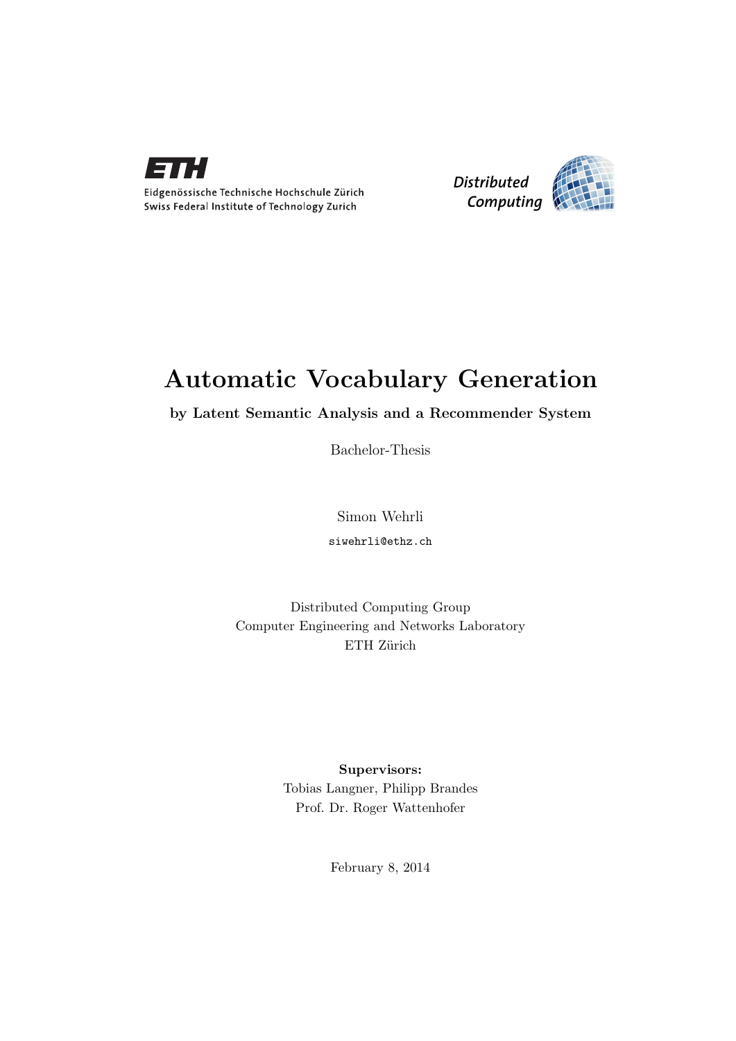Eidgenössische Technische Hochschule Zürich
Swiss Federal Institute of Technology Zurich

Distributed Computing

# Automatic Vocabulary Generation

**by Latent Semantic Analysis and a Recommender System**

Bachelor-Thesis

Simon Wehrli

siwehrli@ethz.ch

Distributed Computing Group
Computer Engineering and Networks Laboratory
ETH Zürich

**Supervisors:**
Tobias Langner, Philipp Brandes
Prof. Dr. Roger Wattenhofer

February 8, 2014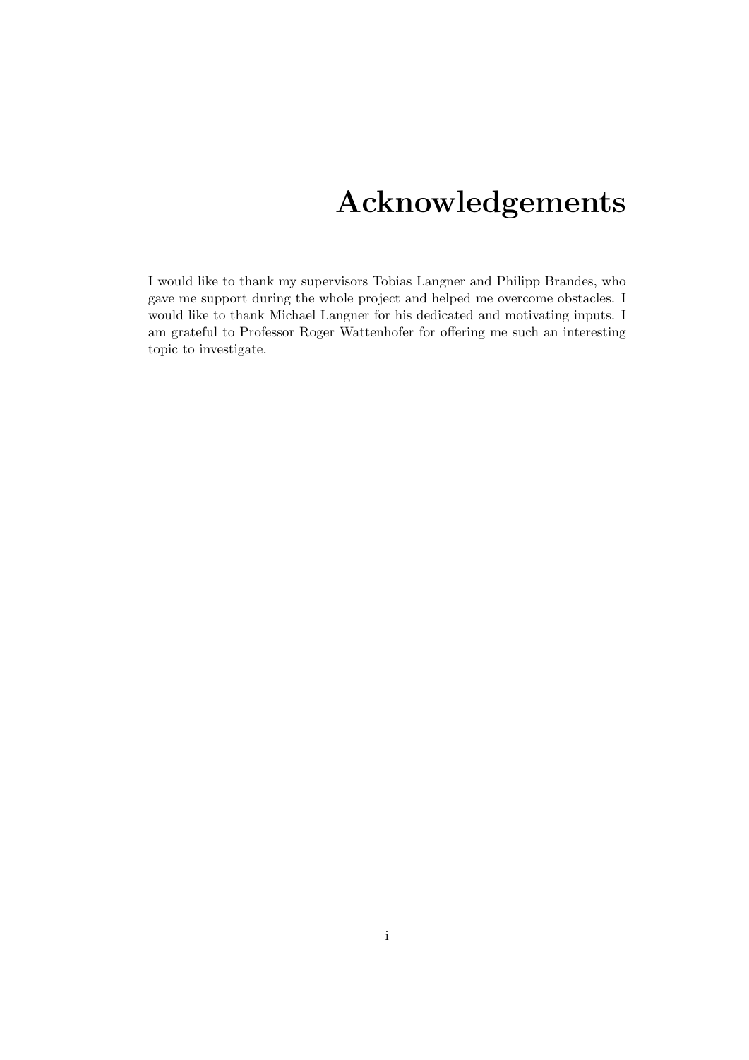# Acknowledgements

I would like to thank my supervisors Tobias Langner and Philipp Brandes, who gave me support during the whole project and helped me overcome obstacles. I would like to thank Michael Langner for his dedicated and motivating inputs. I am grateful to Professor Roger Wattenhofer for offering me such an interesting topic to investigate.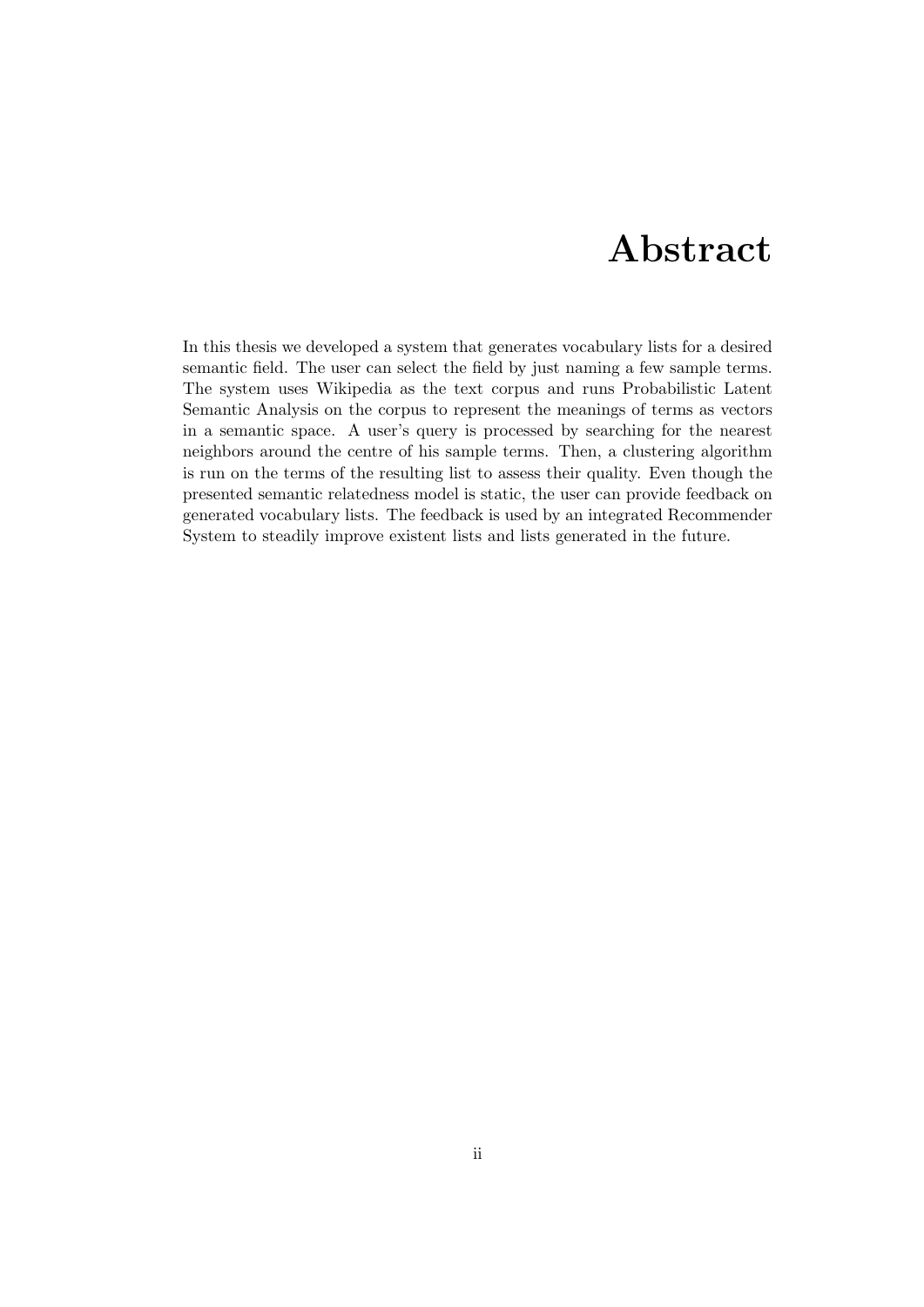# Abstract

In this thesis we developed a system that generates vocabulary lists for a desired semantic field. The user can select the field by just naming a few sample terms. The system uses Wikipedia as the text corpus and runs Probabilistic Latent Semantic Analysis on the corpus to represent the meanings of terms as vectors in a semantic space. A user's query is processed by searching for the nearest neighbors around the centre of his sample terms. Then, a clustering algorithm is run on the terms of the resulting list to assess their quality. Even though the presented semantic relatedness model is static, the user can provide feedback on generated vocabulary lists. The feedback is used by an integrated Recommender System to steadily improve existent lists and lists generated in the future.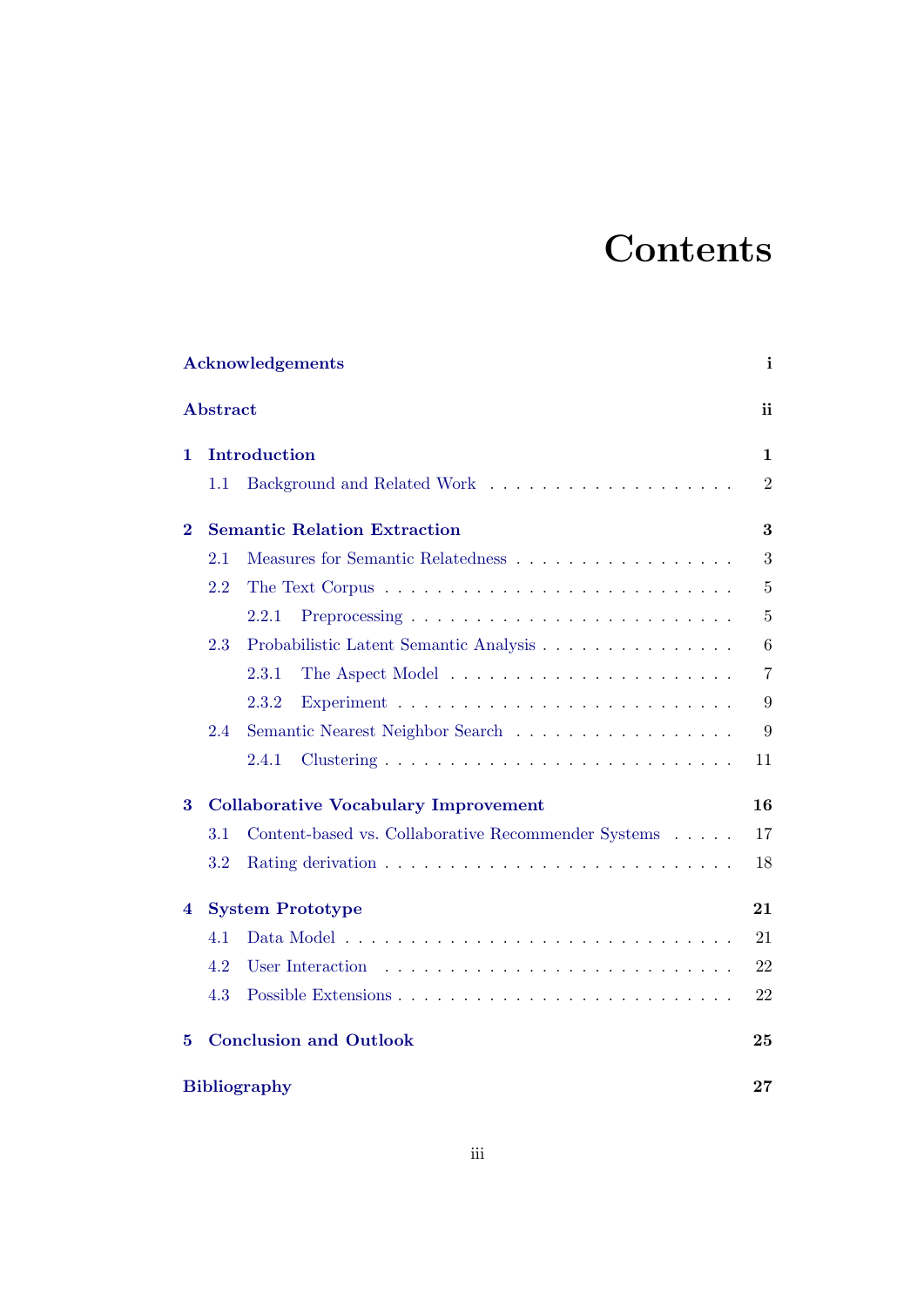# Contents

**Acknowledgements** i

**Abstract** ii

**1 Introduction** 1

- 1.1 Background and Related Work 2

**2 Semantic Relation Extraction** 3

- 2.1 Measures for Semantic Relatedness 3
- 2.2 The Text Corpus 5
  - 2.2.1 Preprocessing 5
- 2.3 Probabilistic Latent Semantic Analysis 6
  - 2.3.1 The Aspect Model 7
  - 2.3.2 Experiment 9
- 2.4 Semantic Nearest Neighbor Search 9
  - 2.4.1 Clustering 11

**3 Collaborative Vocabulary Improvement** 16

- 3.1 Content-based vs. Collaborative Recommender Systems 17
- 3.2 Rating derivation 18

**4 System Prototype** 21

- 4.1 Data Model 21
- 4.2 User Interaction 22
- 4.3 Possible Extensions 22

**5 Conclusion and Outlook** 25

**Bibliography** 27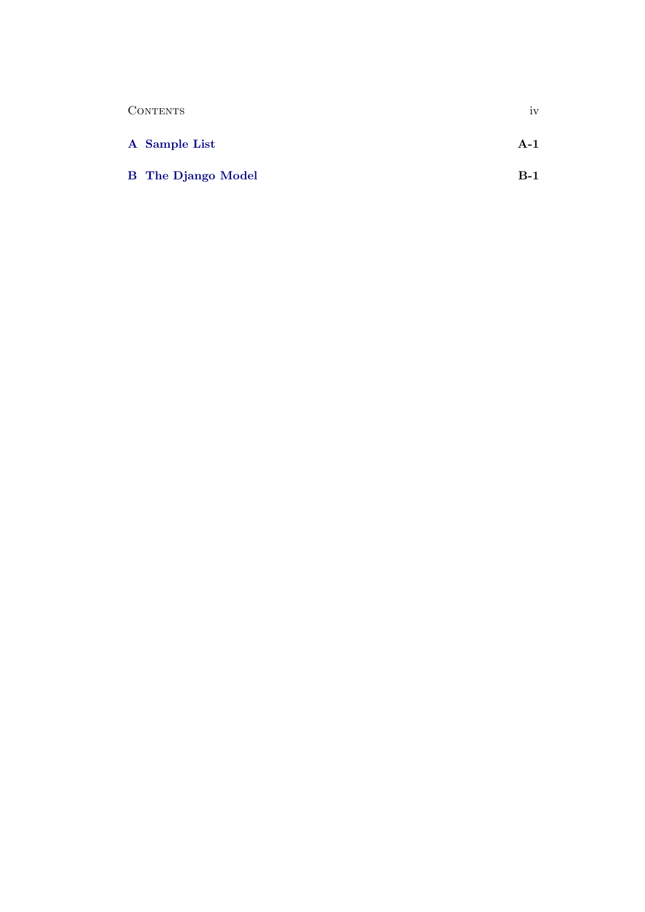**A Sample List** — **A-1**

**B The Django Model** — **B-1**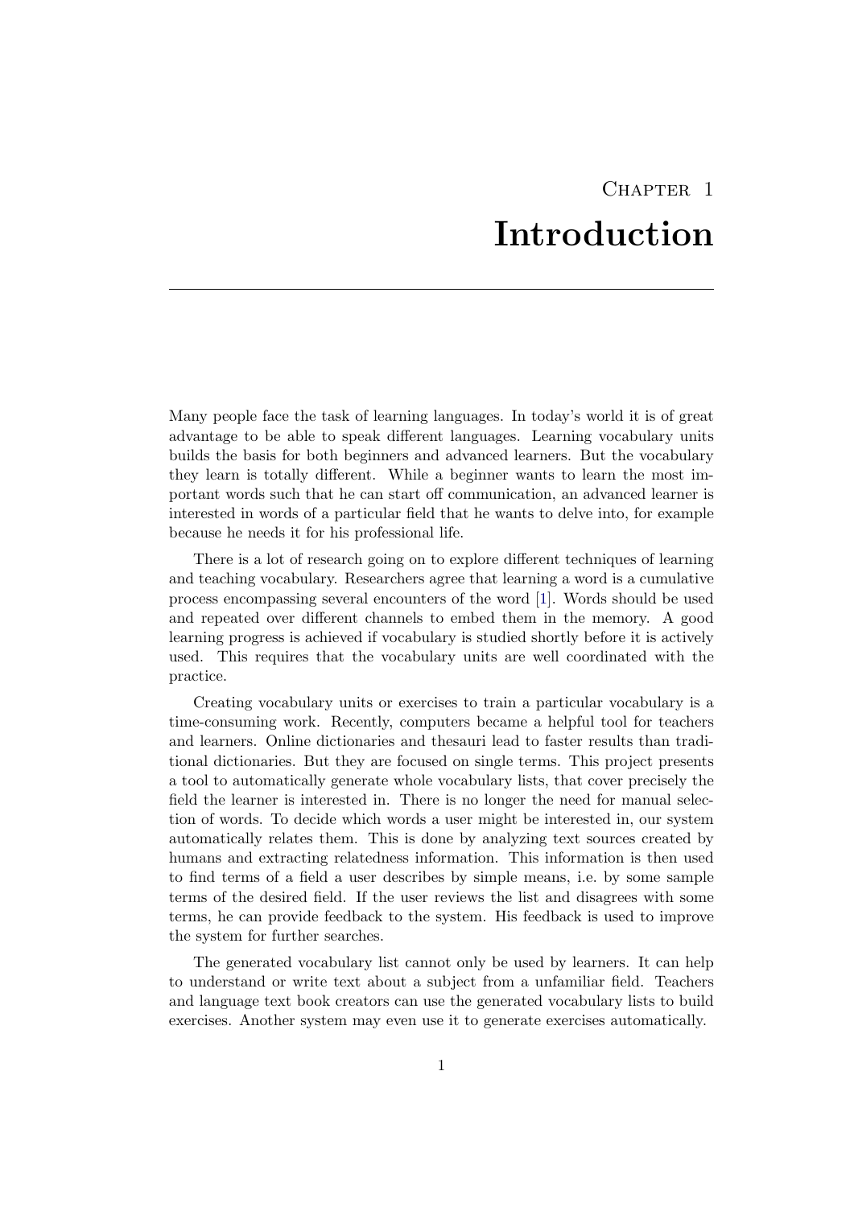# Chapter 1

# Introduction

Many people face the task of learning languages. In today's world it is of great advantage to be able to speak different languages. Learning vocabulary units builds the basis for both beginners and advanced learners. But the vocabulary they learn is totally different. While a beginner wants to learn the most important words such that he can start off communication, an advanced learner is interested in words of a particular field that he wants to delve into, for example because he needs it for his professional life.

There is a lot of research going on to explore different techniques of learning and teaching vocabulary. Researchers agree that learning a word is a cumulative process encompassing several encounters of the word [1]. Words should be used and repeated over different channels to embed them in the memory. A good learning progress is achieved if vocabulary is studied shortly before it is actively used. This requires that the vocabulary units are well coordinated with the practice.

Creating vocabulary units or exercises to train a particular vocabulary is a time-consuming work. Recently, computers became a helpful tool for teachers and learners. Online dictionaries and thesauri lead to faster results than traditional dictionaries. But they are focused on single terms. This project presents a tool to automatically generate whole vocabulary lists, that cover precisely the field the learner is interested in. There is no longer the need for manual selection of words. To decide which words a user might be interested in, our system automatically relates them. This is done by analyzing text sources created by humans and extracting relatedness information. This information is then used to find terms of a field a user describes by simple means, i.e. by some sample terms of the desired field. If the user reviews the list and disagrees with some terms, he can provide feedback to the system. His feedback is used to improve the system for further searches.

The generated vocabulary list cannot only be used by learners. It can help to understand or write text about a subject from a unfamiliar field. Teachers and language text book creators can use the generated vocabulary lists to build exercises. Another system may even use it to generate exercises automatically.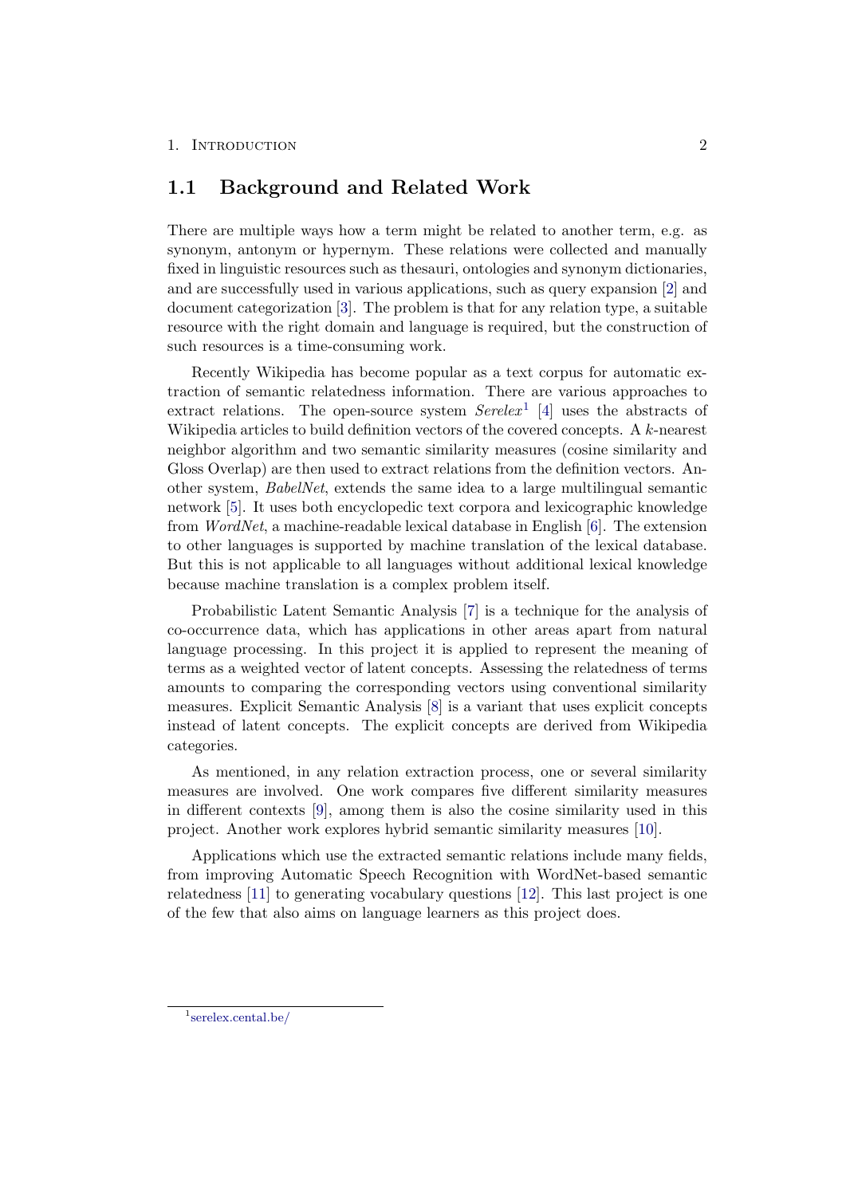## 1.1 Background and Related Work

There are multiple ways how a term might be related to another term, e.g. as synonym, antonym or hypernym. These relations were collected and manually fixed in linguistic resources such as thesauri, ontologies and synonym dictionaries, and are successfully used in various applications, such as query expansion [2] and document categorization [3]. The problem is that for any relation type, a suitable resource with the right domain and language is required, but the construction of such resources is a time-consuming work.

Recently Wikipedia has become popular as a text corpus for automatic extraction of semantic relatedness information. There are various approaches to extract relations. The open-source system *Serelex*[1] [4] uses the abstracts of Wikipedia articles to build definition vectors of the covered concepts. A $k$-nearest neighbor algorithm and two semantic similarity measures (cosine similarity and Gloss Overlap) are then used to extract relations from the definition vectors. Another system, *BabelNet*, extends the same idea to a large multilingual semantic network [5]. It uses both encyclopedic text corpora and lexicographic knowledge from *WordNet*, a machine-readable lexical database in English [6]. The extension to other languages is supported by machine translation of the lexical database. But this is not applicable to all languages without additional lexical knowledge because machine translation is a complex problem itself.

Probabilistic Latent Semantic Analysis [7] is a technique for the analysis of co-occurrence data, which has applications in other areas apart from natural language processing. In this project it is applied to represent the meaning of terms as a weighted vector of latent concepts. Assessing the relatedness of terms amounts to comparing the corresponding vectors using conventional similarity measures. Explicit Semantic Analysis [8] is a variant that uses explicit concepts instead of latent concepts. The explicit concepts are derived from Wikipedia categories.

As mentioned, in any relation extraction process, one or several similarity measures are involved. One work compares five different similarity measures in different contexts [9], among them is also the cosine similarity used in this project. Another work explores hybrid semantic similarity measures [10].

Applications which use the extracted semantic relations include many fields, from improving Automatic Speech Recognition with WordNet-based semantic relatedness [11] to generating vocabulary questions [12]. This last project is one of the few that also aims on language learners as this project does.

[1] serelex.cental.be/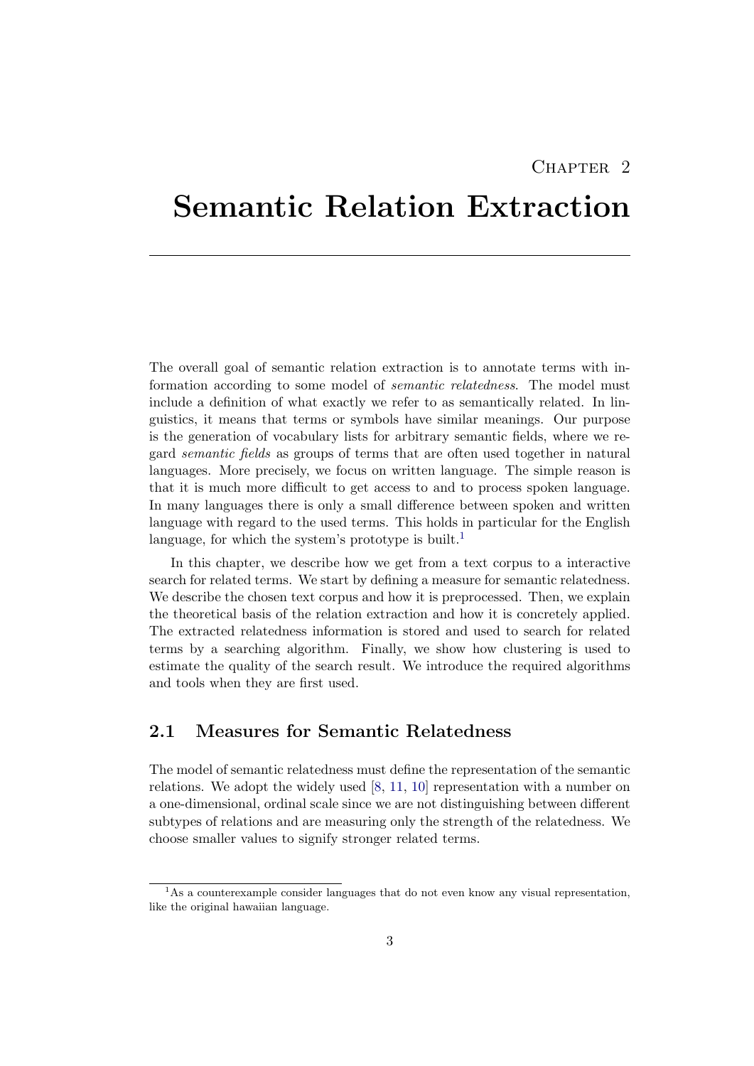# Chapter 2

# Semantic Relation Extraction

The overall goal of semantic relation extraction is to annotate terms with information according to some model of *semantic relatedness*. The model must include a definition of what exactly we refer to as semantically related. In linguistics, it means that terms or symbols have similar meanings. Our purpose is the generation of vocabulary lists for arbitrary semantic fields, where we regard *semantic fields* as groups of terms that are often used together in natural languages. More precisely, we focus on written language. The simple reason is that it is much more difficult to get access to and to process spoken language. In many languages there is only a small difference between spoken and written language with regard to the used terms. This holds in particular for the English language, for which the system's prototype is built.[1]

In this chapter, we describe how we get from a text corpus to a interactive search for related terms. We start by defining a measure for semantic relatedness. We describe the chosen text corpus and how it is preprocessed. Then, we explain the theoretical basis of the relation extraction and how it is concretely applied. The extracted relatedness information is stored and used to search for related terms by a searching algorithm. Finally, we show how clustering is used to estimate the quality of the search result. We introduce the required algorithms and tools when they are first used.

## 2.1 Measures for Semantic Relatedness

The model of semantic relatedness must define the representation of the semantic relations. We adopt the widely used [8, 11, 10] representation with a number on a one-dimensional, ordinal scale since we are not distinguishing between different subtypes of relations and are measuring only the strength of the relatedness. We choose smaller values to signify stronger related terms.

[1] As a counterexample consider languages that do not even know any visual representation, like the original hawaiian language.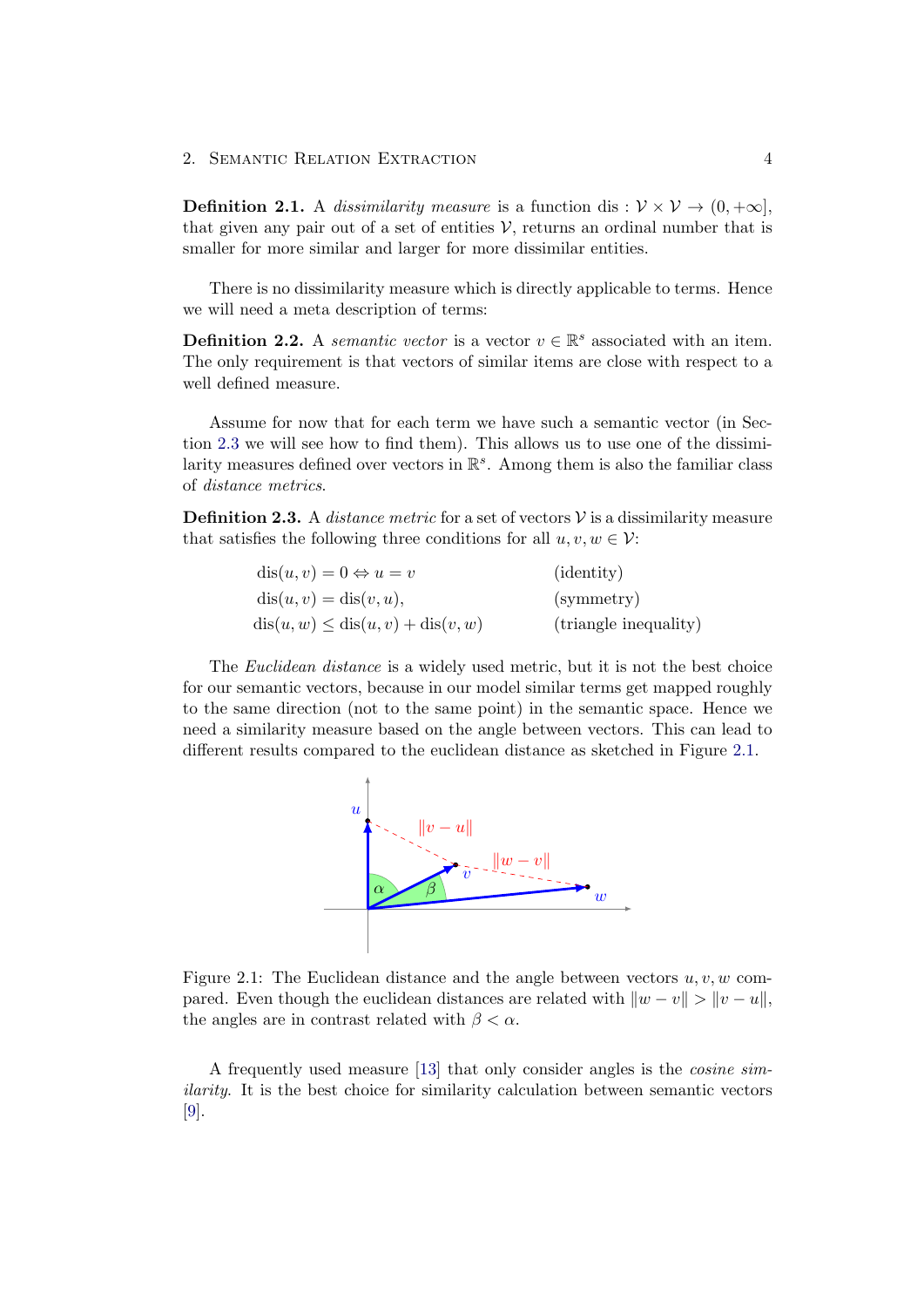**Definition 2.1.** A *dissimilarity measure* is a function $\text{dis} : \mathcal{V} \times \mathcal{V} \to (0, +\infty]$, that given any pair out of a set of entities $\mathcal{V}$, returns an ordinal number that is smaller for more similar and larger for more dissimilar entities.

There is no dissimilarity measure which is directly applicable to terms. Hence we will need a meta description of terms:

**Definition 2.2.** A *semantic vector* is a vector $v \in \mathbb{R}^s$ associated with an item. The only requirement is that vectors of similar items are close with respect to a well defined measure.

Assume for now that for each term we have such a semantic vector (in Section 2.3 we will see how to find them). This allows us to use one of the dissimilarity measures defined over vectors in $\mathbb{R}^s$. Among them is also the familiar class of *distance metrics*.

**Definition 2.3.** A *distance metric* for a set of vectors $\mathcal{V}$ is a dissimilarity measure that satisfies the following three conditions for all $u, v, w \in \mathcal{V}$:

$$\text{dis}(u, v) = 0 \Leftrightarrow u = v \qquad \text{(identity)}$$

$$\text{dis}(u, v) = \text{dis}(v, u), \qquad \text{(symmetry)}$$

$$\text{dis}(u, w) \leq \text{dis}(u, v) + \text{dis}(v, w) \qquad \text{(triangle inequality)}$$

The *Euclidean distance* is a widely used metric, but it is not the best choice for our semantic vectors, because in our model similar terms get mapped roughly to the same direction (not to the same point) in the semantic space. Hence we need a similarity measure based on the angle between vectors. This can lead to different results compared to the euclidean distance as sketched in Figure 2.1.

Figure 2.1: The Euclidean distance and the angle between vectors $u, v, w$ compared. Even though the euclidean distances are related with $\|w - v\| > \|v - u\|$, the angles are in contrast related with $\beta < \alpha$.

A frequently used measure [13] that only consider angles is the *cosine similarity*. It is the best choice for similarity calculation between semantic vectors [9].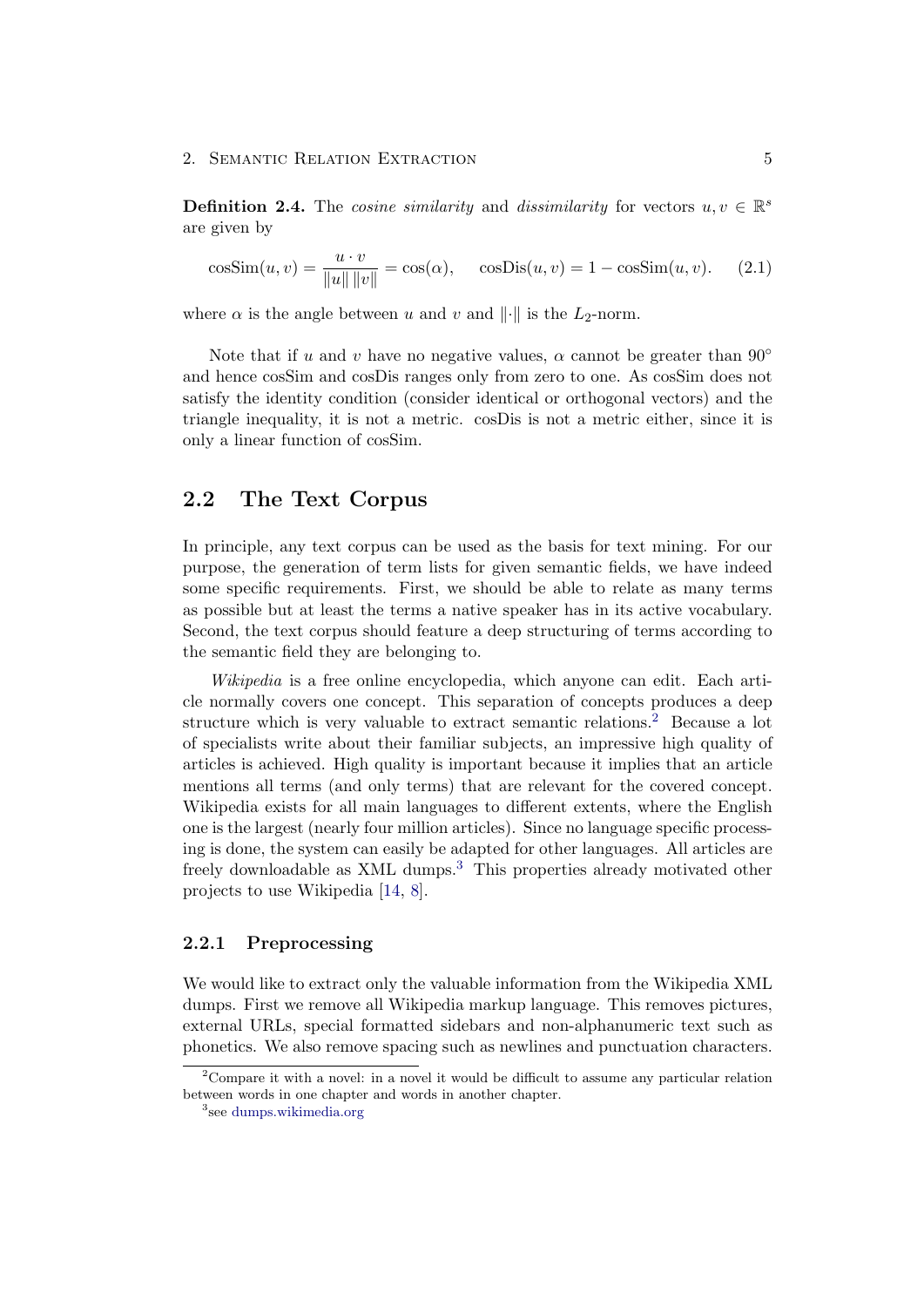**Definition 2.4.** The *cosine similarity* and *dissimilarity* for vectors $u, v \in \mathbb{R}^s$ are given by

$$\text{cosSim}(u, v) = \frac{u \cdot v}{\|u\| \, \|v\|} = \cos(\alpha), \qquad \text{cosDis}(u, v) = 1 - \text{cosSim}(u, v). \tag{2.1}$$

where $\alpha$ is the angle between $u$ and $v$ and $\|\cdot\|$ is the $L_2$-norm.

Note that if $u$ and $v$ have no negative values, $\alpha$ cannot be greater than $90°$ and hence cosSim and cosDis ranges only from zero to one. As cosSim does not satisfy the identity condition (consider identical or orthogonal vectors) and the triangle inequality, it is not a metric. cosDis is not a metric either, since it is only a linear function of cosSim.

## 2.2 The Text Corpus

In principle, any text corpus can be used as the basis for text mining. For our purpose, the generation of term lists for given semantic fields, we have indeed some specific requirements. First, we should be able to relate as many terms as possible but at least the terms a native speaker has in its active vocabulary. Second, the text corpus should feature a deep structuring of terms according to the semantic field they are belonging to.

*Wikipedia* is a free online encyclopedia, which anyone can edit. Each article normally covers one concept. This separation of concepts produces a deep structure which is very valuable to extract semantic relations.[2] Because a lot of specialists write about their familiar subjects, an impressive high quality of articles is achieved. High quality is important because it implies that an article mentions all terms (and only terms) that are relevant for the covered concept. Wikipedia exists for all main languages to different extents, where the English one is the largest (nearly four million articles). Since no language specific processing is done, the system can easily be adapted for other languages. All articles are freely downloadable as XML dumps.[3] This properties already motivated other projects to use Wikipedia [14, 8].

### 2.2.1 Preprocessing

We would like to extract only the valuable information from the Wikipedia XML dumps. First we remove all Wikipedia markup language. This removes pictures, external URLs, special formatted sidebars and non-alphanumeric text such as phonetics. We also remove spacing such as newlines and punctuation characters.

---

[2] Compare it with a novel: in a novel it would be difficult to assume any particular relation between words in one chapter and words in another chapter.

[3] see dumps.wikimedia.org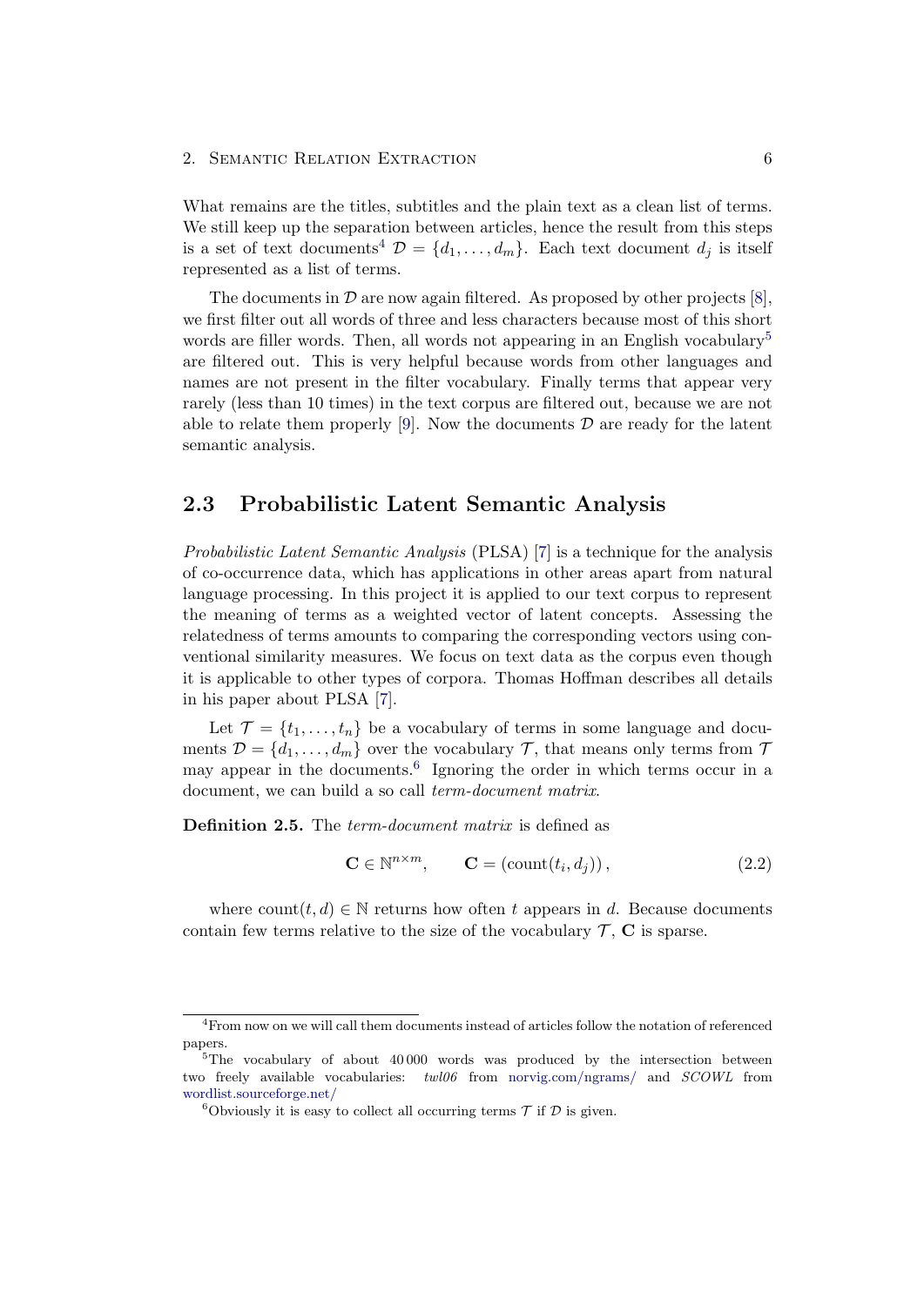What remains are the titles, subtitles and the plain text as a clean list of terms. We still keep up the separation between articles, hence the result from this steps is a set of text documents[4] $\mathcal{D} = \{d_1, \ldots, d_m\}$. Each text document $d_j$ is itself represented as a list of terms.

The documents in $\mathcal{D}$ are now again filtered. As proposed by other projects [8], we first filter out all words of three and less characters because most of this short words are filler words. Then, all words not appearing in an English vocabulary[5] are filtered out. This is very helpful because words from other languages and names are not present in the filter vocabulary. Finally terms that appear very rarely (less than 10 times) in the text corpus are filtered out, because we are not able to relate them properly [9]. Now the documents $\mathcal{D}$ are ready for the latent semantic analysis.

## 2.3 Probabilistic Latent Semantic Analysis

*Probabilistic Latent Semantic Analysis* (PLSA) [7] is a technique for the analysis of co-occurrence data, which has applications in other areas apart from natural language processing. In this project it is applied to our text corpus to represent the meaning of terms as a weighted vector of latent concepts. Assessing the relatedness of terms amounts to comparing the corresponding vectors using conventional similarity measures. We focus on text data as the corpus even though it is applicable to other types of corpora. Thomas Hoffman describes all details in his paper about PLSA [7].

Let $\mathcal{T} = \{t_1, \ldots, t_n\}$ be a vocabulary of terms in some language and documents $\mathcal{D} = \{d_1, \ldots, d_m\}$ over the vocabulary $\mathcal{T}$, that means only terms from $\mathcal{T}$ may appear in the documents.[6] Ignoring the order in which terms occur in a document, we can build a so call *term-document matrix*.

**Definition 2.5.** The *term-document matrix* is defined as

$$\mathbf{C} \in \mathbb{N}^{n \times m}, \qquad \mathbf{C} = (\text{count}(t_i, d_j)), \tag{2.2}$$

where $\text{count}(t, d) \in \mathbb{N}$ returns how often $t$ appears in $d$. Because documents contain few terms relative to the size of the vocabulary $\mathcal{T}$, $\mathbf{C}$ is sparse.

---

[4] From now on we will call them documents instead of articles follow the notation of referenced papers.

[5] The vocabulary of about 40 000 words was produced by the intersection between two freely available vocabularies: *twl06* from norvig.com/ngrams/ and *SCOWL* from wordlist.sourceforge.net/

[6] Obviously it is easy to collect all occurring terms $\mathcal{T}$ if $\mathcal{D}$ is given.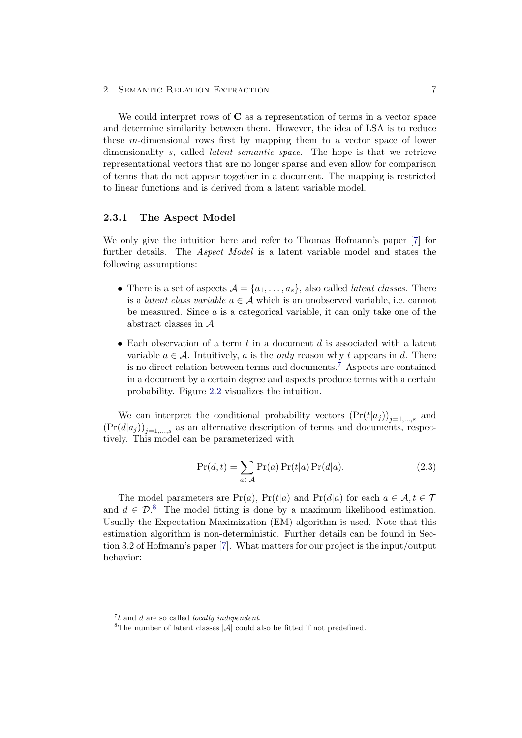We could interpret rows of $\mathbf{C}$ as a representation of terms in a vector space and determine similarity between them. However, the idea of LSA is to reduce these $m$-dimensional rows first by mapping them to a vector space of lower dimensionality $s$, called *latent semantic space*. The hope is that we retrieve representational vectors that are no longer sparse and even allow for comparison of terms that do not appear together in a document. The mapping is restricted to linear functions and is derived from a latent variable model.

### 2.3.1 The Aspect Model

We only give the intuition here and refer to Thomas Hofmann's paper [7] for further details. The *Aspect Model* is a latent variable model and states the following assumptions:

- There is a set of aspects $\mathcal{A} = \{a_1, \ldots, a_s\}$, also called *latent classes*. There is a *latent class variable* $a \in \mathcal{A}$ which is an unobserved variable, i.e. cannot be measured. Since $a$ is a categorical variable, it can only take one of the abstract classes in $\mathcal{A}$.
- Each observation of a term $t$ in a document $d$ is associated with a latent variable $a \in \mathcal{A}$. Intuitively, $a$ is the *only* reason why $t$ appears in $d$. There is no direct relation between terms and documents.[7] Aspects are contained in a document by a certain degree and aspects produce terms with a certain probability. Figure 2.2 visualizes the intuition.

We can interpret the conditional probability vectors $(\Pr(t|a_j))_{j=1,\ldots,s}$ and $(\Pr(d|a_j))_{j=1,\ldots,s}$ as an alternative description of terms and documents, respectively. This model can be parameterized with

$$\Pr(d, t) = \sum_{a \in \mathcal{A}} \Pr(a) \Pr(t|a) \Pr(d|a). \tag{2.3}$$

The model parameters are $\Pr(a)$, $\Pr(t|a)$ and $\Pr(d|a)$ for each $a \in \mathcal{A}, t \in \mathcal{T}$ and $d \in \mathcal{D}$.[8] The model fitting is done by a maximum likelihood estimation. Usually the Expectation Maximization (EM) algorithm is used. Note that this estimation algorithm is non-deterministic. Further details can be found in Section 3.2 of Hofmann's paper [7]. What matters for our project is the input/output behavior:

---

[7] $t$ and $d$ are so called *locally independent*.

[8] The number of latent classes $|\mathcal{A}|$ could also be fitted if not predefined.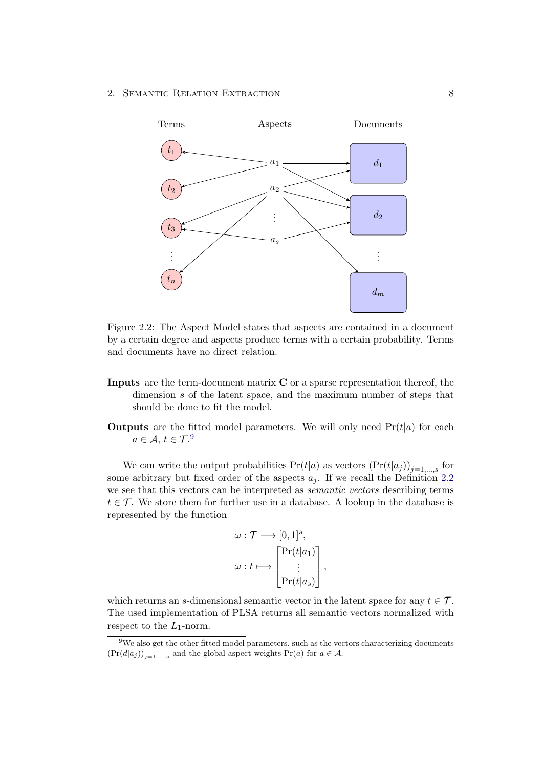Figure 2.2: The Aspect Model states that aspects are contained in a document by a certain degree and aspects produce terms with a certain probability. Terms and documents have no direct relation.

**Inputs** are the term-document matrix $\mathbf{C}$ or a sparse representation thereof, the dimension $s$ of the latent space, and the maximum number of steps that should be done to fit the model.

**Outputs** are the fitted model parameters. We will only need $\Pr(t|a)$ for each $a \in \mathcal{A}$, $t \in \mathcal{T}$.[9]

We can write the output probabilities $\Pr(t|a)$ as vectors $(\Pr(t|a_j))_{j=1,\dots,s}$ for some arbitrary but fixed order of the aspects $a_j$. If we recall the Definition 2.2 we see that this vectors can be interpreted as *semantic vectors* describing terms $t \in \mathcal{T}$. We store them for further use in a database. A lookup in the database is represented by the function

$$\omega : \mathcal{T} \longrightarrow [0,1]^s,$$
$$\omega : t \longmapsto \begin{bmatrix} \Pr(t|a_1) \\ \vdots \\ \Pr(t|a_s) \end{bmatrix},$$

which returns an $s$-dimensional semantic vector in the latent space for any $t \in \mathcal{T}$. The used implementation of PLSA returns all semantic vectors normalized with respect to the $L_1$-norm.

[9] We also get the other fitted model parameters, such as the vectors characterizing documents $(\Pr(d|a_j))_{j=1,\dots,s}$ and the global aspect weights $\Pr(a)$ for $a \in \mathcal{A}$.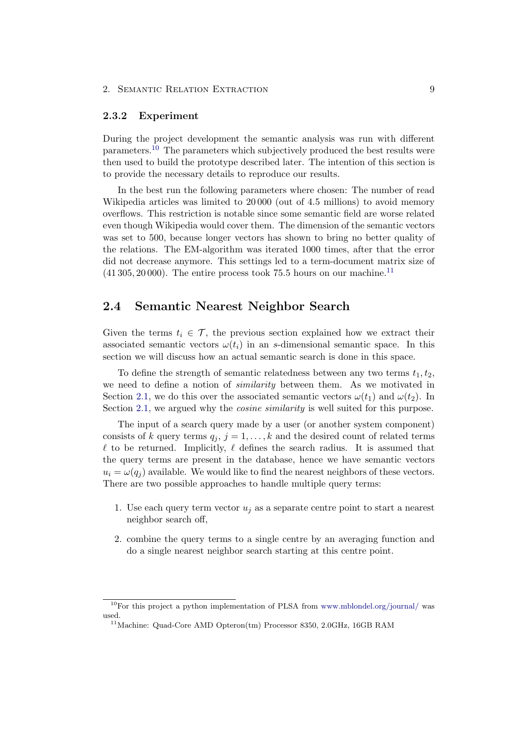### 2.3.2 Experiment

During the project development the semantic analysis was run with different parameters.[10] The parameters which subjectively produced the best results were then used to build the prototype described later. The intention of this section is to provide the necessary details to reproduce our results.

In the best run the following parameters where chosen: The number of read Wikipedia articles was limited to 20 000 (out of 4.5 millions) to avoid memory overflows. This restriction is notable since some semantic field are worse related even though Wikipedia would cover them. The dimension of the semantic vectors was set to 500, because longer vectors has shown to bring no better quality of the relations. The EM-algorithm was iterated 1000 times, after that the error did not decrease anymore. This settings led to a term-document matrix size of $(41\,305, 20\,000)$. The entire process took 75.5 hours on our machine.[11]

## 2.4 Semantic Nearest Neighbor Search

Given the terms $t_i \in \mathcal{T}$, the previous section explained how we extract their associated semantic vectors $\omega(t_i)$ in an $s$-dimensional semantic space. In this section we will discuss how an actual semantic search is done in this space.

To define the strength of semantic relatedness between any two terms $t_1, t_2$, we need to define a notion of *similarity* between them. As we motivated in Section 2.1, we do this over the associated semantic vectors $\omega(t_1)$ and $\omega(t_2)$. In Section 2.1, we argued why the *cosine similarity* is well suited for this purpose.

The input of a search query made by a user (or another system component) consists of $k$ query terms $q_j$, $j = 1, \ldots, k$ and the desired count of related terms $\ell$ to be returned. Implicitly, $\ell$ defines the search radius. It is assumed that the query terms are present in the database, hence we have semantic vectors $u_i = \omega(q_j)$ available. We would like to find the nearest neighbors of these vectors. There are two possible approaches to handle multiple query terms:

1. Use each query term vector $u_j$ as a separate centre point to start a nearest neighbor search off,
2. combine the query terms to a single centre by an averaging function and do a single nearest neighbor search starting at this centre point.

---

[10] For this project a python implementation of PLSA from www.mblondel.org/journal/ was used.

[11] Machine: Quad-Core AMD Opteron(tm) Processor 8350, 2.0GHz, 16GB RAM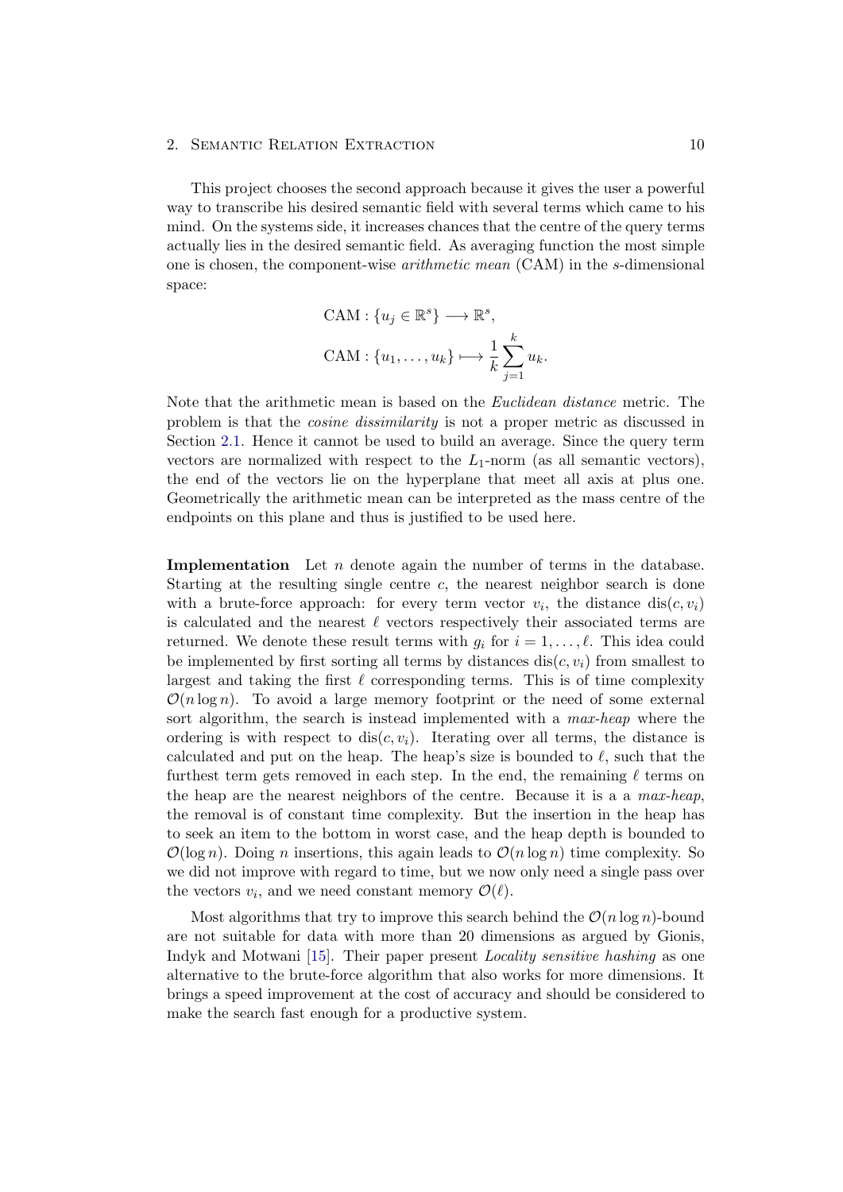This project chooses the second approach because it gives the user a powerful way to transcribe his desired semantic field with several terms which came to his mind. On the systems side, it increases chances that the centre of the query terms actually lies in the desired semantic field. As averaging function the most simple one is chosen, the component-wise *arithmetic mean* (CAM) in the $s$-dimensional space:

$$\text{CAM} : \{u_j \in \mathbb{R}^s\} \longrightarrow \mathbb{R}^s,$$

$$\text{CAM} : \{u_1, \ldots, u_k\} \longmapsto \frac{1}{k}\sum_{j=1}^{k} u_k.$$

Note that the arithmetic mean is based on the *Euclidean distance* metric. The problem is that the *cosine dissimilarity* is not a proper metric as discussed in Section 2.1. Hence it cannot be used to build an average. Since the query term vectors are normalized with respect to the $L_1$-norm (as all semantic vectors), the end of the vectors lie on the hyperplane that meet all axis at plus one. Geometrically the arithmetic mean can be interpreted as the mass centre of the endpoints on this plane and thus is justified to be used here.

**Implementation** Let $n$ denote again the number of terms in the database. Starting at the resulting single centre $c$, the nearest neighbor search is done with a brute-force approach: for every term vector $v_i$, the distance $\text{dis}(c, v_i)$ is calculated and the nearest $\ell$ vectors respectively their associated terms are returned. We denote these result terms with $g_i$ for $i = 1, \ldots, \ell$. This idea could be implemented by first sorting all terms by distances $\text{dis}(c, v_i)$ from smallest to largest and taking the first $\ell$ corresponding terms. This is of time complexity $\mathcal{O}(n \log n)$. To avoid a large memory footprint or the need of some external sort algorithm, the search is instead implemented with a *max-heap* where the ordering is with respect to $\text{dis}(c, v_i)$. Iterating over all terms, the distance is calculated and put on the heap. The heap's size is bounded to $\ell$, such that the furthest term gets removed in each step. In the end, the remaining $\ell$ terms on the heap are the nearest neighbors of the centre. Because it is a *max-heap*, the removal is of constant time complexity. But the insertion in the heap has to seek an item to the bottom in worst case, and the heap depth is bounded to $\mathcal{O}(\log n)$. Doing $n$ insertions, this again leads to $\mathcal{O}(n \log n)$ time complexity. So we did not improve with regard to time, but we now only need a single pass over the vectors $v_i$, and we need constant memory $\mathcal{O}(\ell)$.

Most algorithms that try to improve this search behind the $\mathcal{O}(n \log n)$-bound are not suitable for data with more than 20 dimensions as argued by Gionis, Indyk and Motwani [15]. Their paper present *Locality sensitive hashing* as one alternative to the brute-force algorithm that also works for more dimensions. It brings a speed improvement at the cost of accuracy and should be considered to make the search fast enough for a productive system.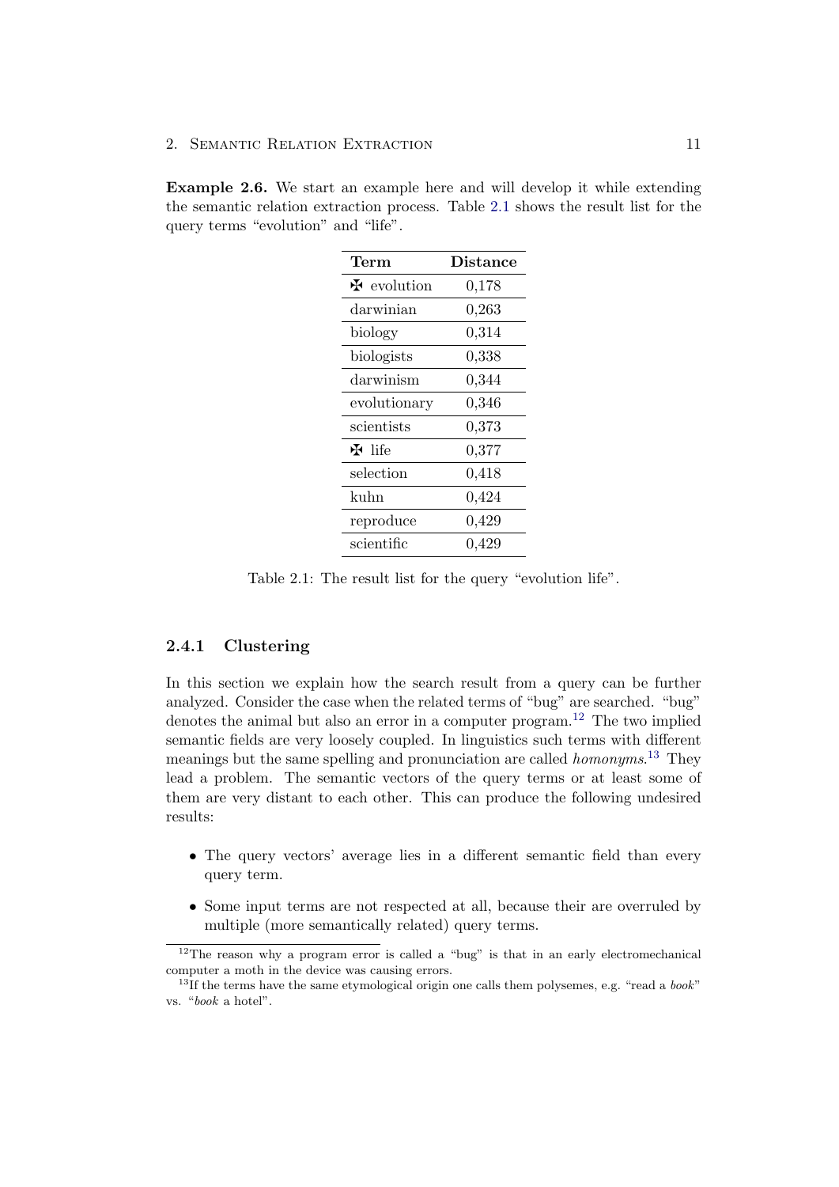**Example 2.6.** We start an example here and will develop it while extending the semantic relation extraction process. Table 2.1 shows the result list for the query terms "evolution" and "life".

| **Term** | **Distance** |
|---|---|
| ✠ evolution | 0,178 |
| darwinian | 0,263 |
| biology | 0,314 |
| biologists | 0,338 |
| darwinism | 0,344 |
| evolutionary | 0,346 |
| scientists | 0,373 |
| ✠ life | 0,377 |
| selection | 0,418 |
| kuhn | 0,424 |
| reproduce | 0,429 |
| scientific | 0,429 |

Table 2.1: The result list for the query "evolution life".

### 2.4.1 Clustering

In this section we explain how the search result from a query can be further analyzed. Consider the case when the related terms of "bug" are searched. "bug" denotes the animal but also an error in a computer program.[12] The two implied semantic fields are very loosely coupled. In linguistics such terms with different meanings but the same spelling and pronunciation are called *homonyms*.[13] They lead a problem. The semantic vectors of the query terms or at least some of them are very distant to each other. This can produce the following undesired results:

- The query vectors' average lies in a different semantic field than every query term.
- Some input terms are not respected at all, because their are overruled by multiple (more semantically related) query terms.

[12] The reason why a program error is called a "bug" is that in an early electromechanical computer a moth in the device was causing errors.

[13] If the terms have the same etymological origin one calls them polysemes, e.g. "read a *book*" vs. "*book* a hotel".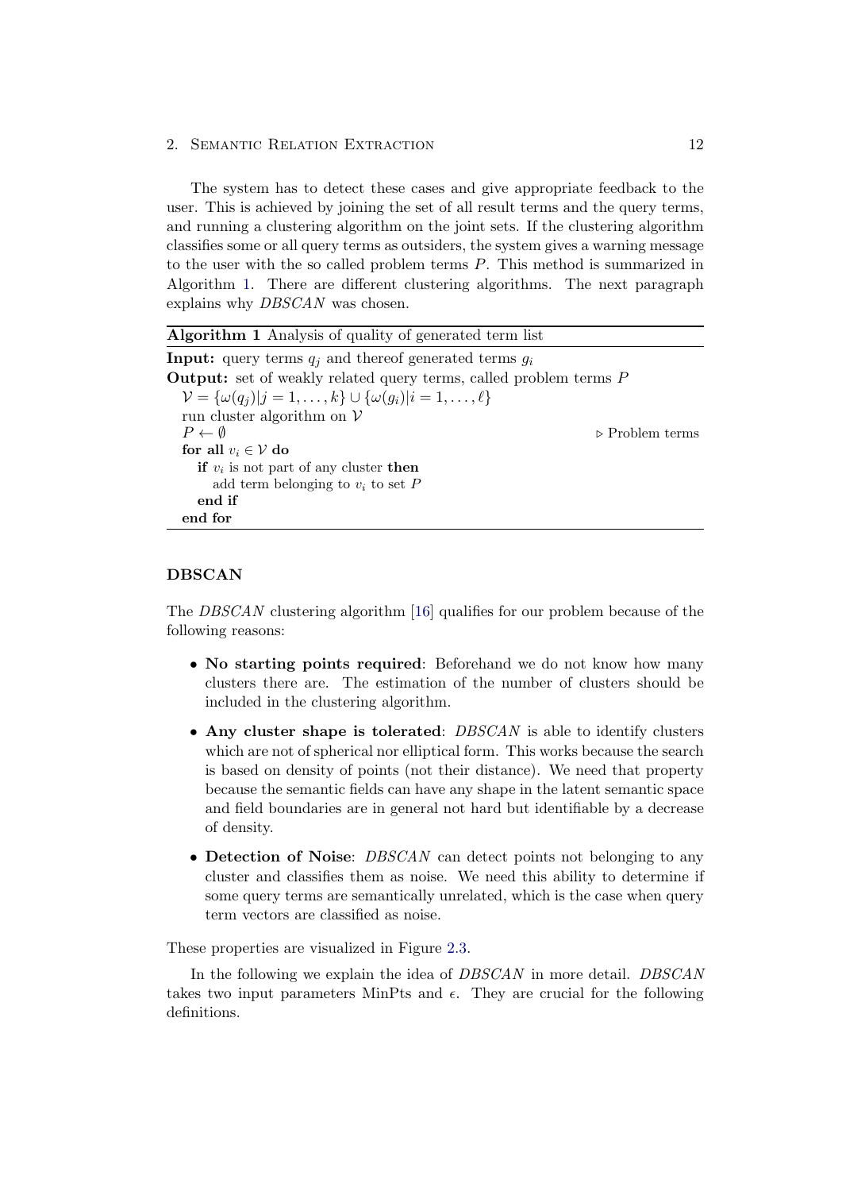The system has to detect these cases and give appropriate feedback to the user. This is achieved by joining the set of all result terms and the query terms, and running a clustering algorithm on the joint sets. If the clustering algorithm classifies some or all query terms as outsiders, the system gives a warning message to the user with the so called problem terms $P$. This method is summarized in Algorithm 1. There are different clustering algorithms. The next paragraph explains why *DBSCAN* was chosen.

**Algorithm 1** Analysis of quality of generated term list

**Input:** query terms $q_j$ and thereof generated terms $g_i$
**Output:** set of weakly related query terms, called problem terms $P$

```
V = {ω(q_j) | j = 1,...,k} ∪ {ω(g_i) | i = 1,...,ℓ}
run cluster algorithm on V
P ← ∅                                          ▷ Problem terms
for all v_i ∈ V do
    if v_i is not part of any cluster then
        add term belonging to v_i to set P
    end if
end for
```

### DBSCAN

The *DBSCAN* clustering algorithm [16] qualifies for our problem because of the following reasons:

- **No starting points required**: Beforehand we do not know how many clusters there are. The estimation of the number of clusters should be included in the clustering algorithm.
- **Any cluster shape is tolerated**: *DBSCAN* is able to identify clusters which are not of spherical nor elliptical form. This works because the search is based on density of points (not their distance). We need that property because the semantic fields can have any shape in the latent semantic space and field boundaries are in general not hard but identifiable by a decrease of density.
- **Detection of Noise**: *DBSCAN* can detect points not belonging to any cluster and classifies them as noise. We need this ability to determine if some query terms are semantically unrelated, which is the case when query term vectors are classified as noise.

These properties are visualized in Figure 2.3.

In the following we explain the idea of *DBSCAN* in more detail. *DBSCAN* takes two input parameters MinPts and $\epsilon$. They are crucial for the following definitions.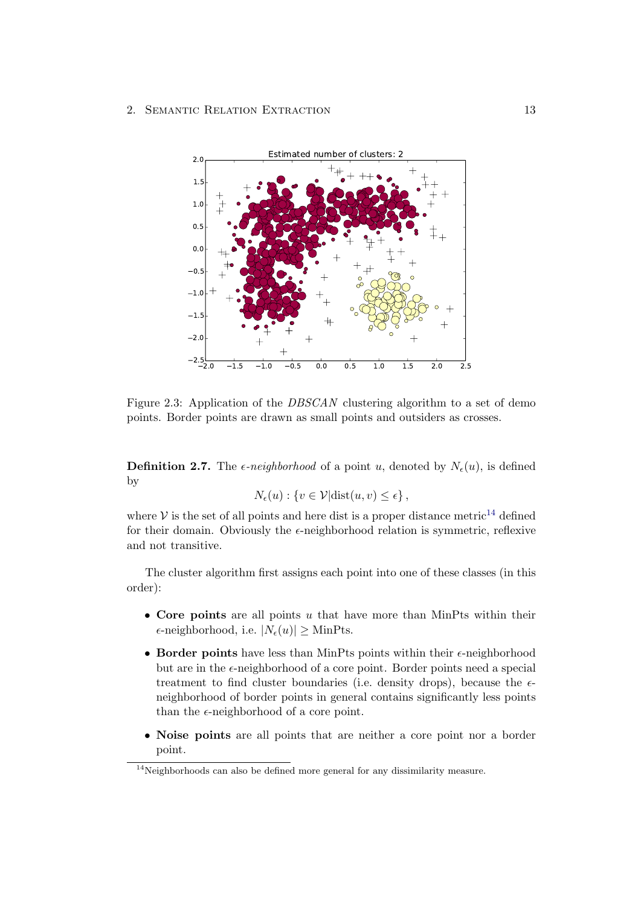Figure 2.3: Application of the *DBSCAN* clustering algorithm to a set of demo points. Border points are drawn as small points and outsiders as crosses.

**Definition 2.7.** The $\epsilon$-*neighborhood* of a point $u$, denoted by $N_\epsilon(u)$, is defined by

$$N_\epsilon(u) : \{v \in \mathcal{V} | \text{dist}(u, v) \leq \epsilon\},$$

where $\mathcal{V}$ is the set of all points and here dist is a proper distance metric[14] defined for their domain. Obviously the $\epsilon$-neighborhood relation is symmetric, reflexive and not transitive.

The cluster algorithm first assigns each point into one of these classes (in this order):

- **Core points** are all points $u$ that have more than MinPts within their $\epsilon$-neighborhood, i.e. $|N_\epsilon(u)| \geq \text{MinPts}$.
- **Border points** have less than MinPts points within their $\epsilon$-neighborhood but are in the $\epsilon$-neighborhood of a core point. Border points need a special treatment to find cluster boundaries (i.e. density drops), because the $\epsilon$-neighborhood of border points in general contains significantly less points than the $\epsilon$-neighborhood of a core point.
- **Noise points** are all points that are neither a core point nor a border point.

[14] Neighborhoods can also be defined more general for any dissimilarity measure.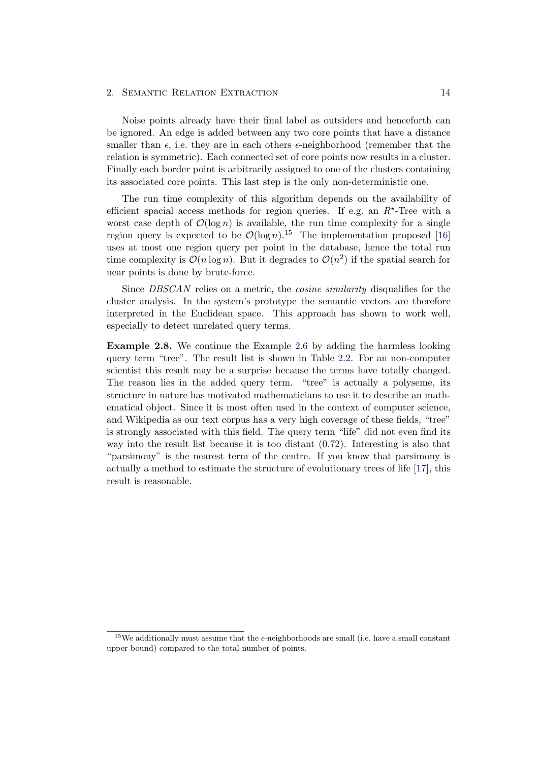Noise points already have their final label as outsiders and henceforth can be ignored. An edge is added between any two core points that have a distance smaller than $\epsilon$, i.e. they are in each others $\epsilon$-neighborhood (remember that the relation is symmetric). Each connected set of core points now results in a cluster. Finally each border point is arbitrarily assigned to one of the clusters containing its associated core points. This last step is the only non-deterministic one.

The run time complexity of this algorithm depends on the availability of efficient spacial access methods for region queries. If e.g. an $R^{\star}$-Tree with a worst case depth of $\mathcal{O}(\log n)$ is available, the run time complexity for a single region query is expected to be $\mathcal{O}(\log n)$.[15] The implementation proposed [16] uses at most one region query per point in the database, hence the total run time complexity is $\mathcal{O}(n \log n)$. But it degrades to $\mathcal{O}(n^2)$ if the spatial search for near points is done by brute-force.

Since *DBSCAN* relies on a metric, the *cosine similarity* disqualifies for the cluster analysis. In the system's prototype the semantic vectors are therefore interpreted in the Euclidean space. This approach has shown to work well, especially to detect unrelated query terms.

**Example 2.8.** We continue the Example 2.6 by adding the harmless looking query term "tree". The result list is shown in Table 2.2. For an non-computer scientist this result may be a surprise because the terms have totally changed. The reason lies in the added query term. "tree" is actually a polyseme, its structure in nature has motivated mathematicians to use it to describe an mathematical object. Since it is most often used in the context of computer science, and Wikipedia as our text corpus has a very high coverage of these fields, "tree" is strongly associated with this field. The query term "life" did not even find its way into the result list because it is too distant (0.72). Interesting is also that "parsimony" is the nearest term of the centre. If you know that parsimony is actually a method to estimate the structure of evolutionary trees of life [17], this result is reasonable.

[15] We additionally must assume that the $\epsilon$-neighborhoods are small (i.e. have a small constant upper bound) compared to the total number of points.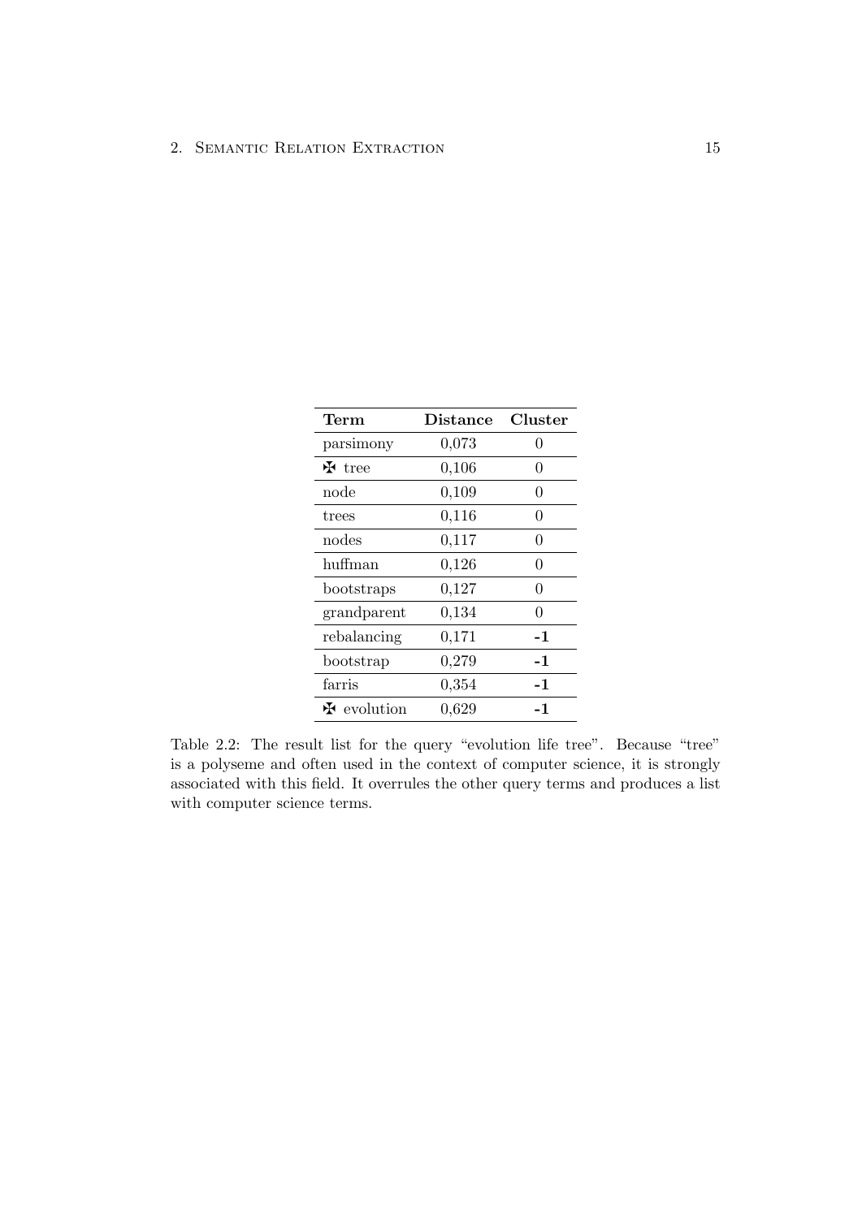| **Term** | **Distance** | **Cluster** |
|---|---|---|
| parsimony | 0,073 | 0 |
| ✠ tree | 0,106 | 0 |
| node | 0,109 | 0 |
| trees | 0,116 | 0 |
| nodes | 0,117 | 0 |
| huffman | 0,126 | 0 |
| bootstraps | 0,127 | 0 |
| grandparent | 0,134 | 0 |
| rebalancing | 0,171 | **-1** |
| bootstrap | 0,279 | **-1** |
| farris | 0,354 | **-1** |
| ✠ evolution | 0,629 | **-1** |

Table 2.2: The result list for the query "evolution life tree". Because "tree" is a polyseme and often used in the context of computer science, it is strongly associated with this field. It overrules the other query terms and produces a list with computer science terms.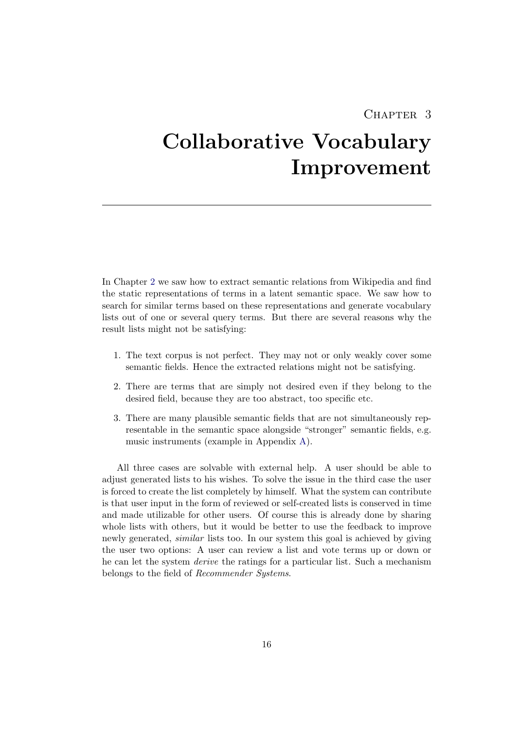# Chapter 3

# Collaborative Vocabulary Improvement

---

In Chapter 2 we saw how to extract semantic relations from Wikipedia and find the static representations of terms in a latent semantic space. We saw how to search for similar terms based on these representations and generate vocabulary lists out of one or several query terms. But there are several reasons why the result lists might not be satisfying:

1. The text corpus is not perfect. They may not or only weakly cover some semantic fields. Hence the extracted relations might not be satisfying.
2. There are terms that are simply not desired even if they belong to the desired field, because they are too abstract, too specific etc.
3. There are many plausible semantic fields that are not simultaneously representable in the semantic space alongside "stronger" semantic fields, e.g. music instruments (example in Appendix A).

All three cases are solvable with external help. A user should be able to adjust generated lists to his wishes. To solve the issue in the third case the user is forced to create the list completely by himself. What the system can contribute is that user input in the form of reviewed or self-created lists is conserved in time and made utilizable for other users. Of course this is already done by sharing whole lists with others, but it would be better to use the feedback to improve newly generated, *similar* lists too. In our system this goal is achieved by giving the user two options: A user can review a list and vote terms up or down or he can let the system *derive* the ratings for a particular list. Such a mechanism belongs to the field of *Recommender Systems*.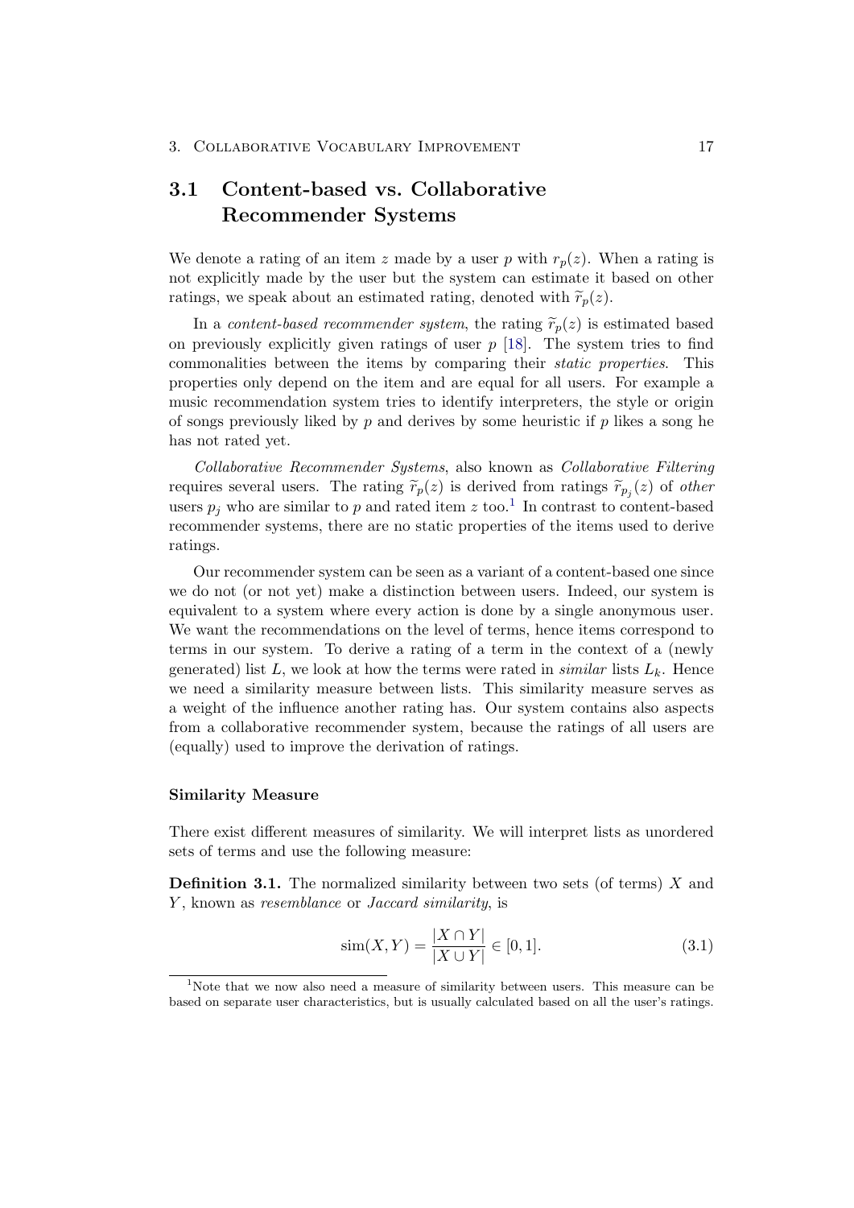## 3.1 Content-based vs. Collaborative Recommender Systems

We denote a rating of an item $z$ made by a user $p$ with $r_p(z)$. When a rating is not explicitly made by the user but the system can estimate it based on other ratings, we speak about an estimated rating, denoted with $\widetilde{r}_p(z)$.

In a *content-based recommender system*, the rating $\widetilde{r}_p(z)$ is estimated based on previously explicitly given ratings of user $p$ [18]. The system tries to find commonalities between the items by comparing their *static properties*. This properties only depend on the item and are equal for all users. For example a music recommendation system tries to identify interpreters, the style or origin of songs previously liked by $p$ and derives by some heuristic if $p$ likes a song he has not rated yet.

*Collaborative Recommender Systems*, also known as *Collaborative Filtering* requires several users. The rating $\widetilde{r}_p(z)$ is derived from ratings $\widetilde{r}_{p_j}(z)$ of *other* users $p_j$ who are similar to $p$ and rated item $z$ too.[1] In contrast to content-based recommender systems, there are no static properties of the items used to derive ratings.

Our recommender system can be seen as a variant of a content-based one since we do not (or not yet) make a distinction between users. Indeed, our system is equivalent to a system where every action is done by a single anonymous user. We want the recommendations on the level of terms, hence items correspond to terms in our system. To derive a rating of a term in the context of a (newly generated) list $L$, we look at how the terms were rated in *similar* lists $L_k$. Hence we need a similarity measure between lists. This similarity measure serves as a weight of the influence another rating has. Our system contains also aspects from a collaborative recommender system, because the ratings of all users are (equally) used to improve the derivation of ratings.

#### Similarity Measure

There exist different measures of similarity. We will interpret lists as unordered sets of terms and use the following measure:

**Definition 3.1.** The normalized similarity between two sets (of terms) $X$ and $Y$, known as *resemblance* or *Jaccard similarity*, is

$$\mathrm{sim}(X, Y) = \frac{|X \cap Y|}{|X \cup Y|} \in [0, 1]. \tag{3.1}$$

[1] Note that we now also need a measure of similarity between users. This measure can be based on separate user characteristics, but is usually calculated based on all the user's ratings.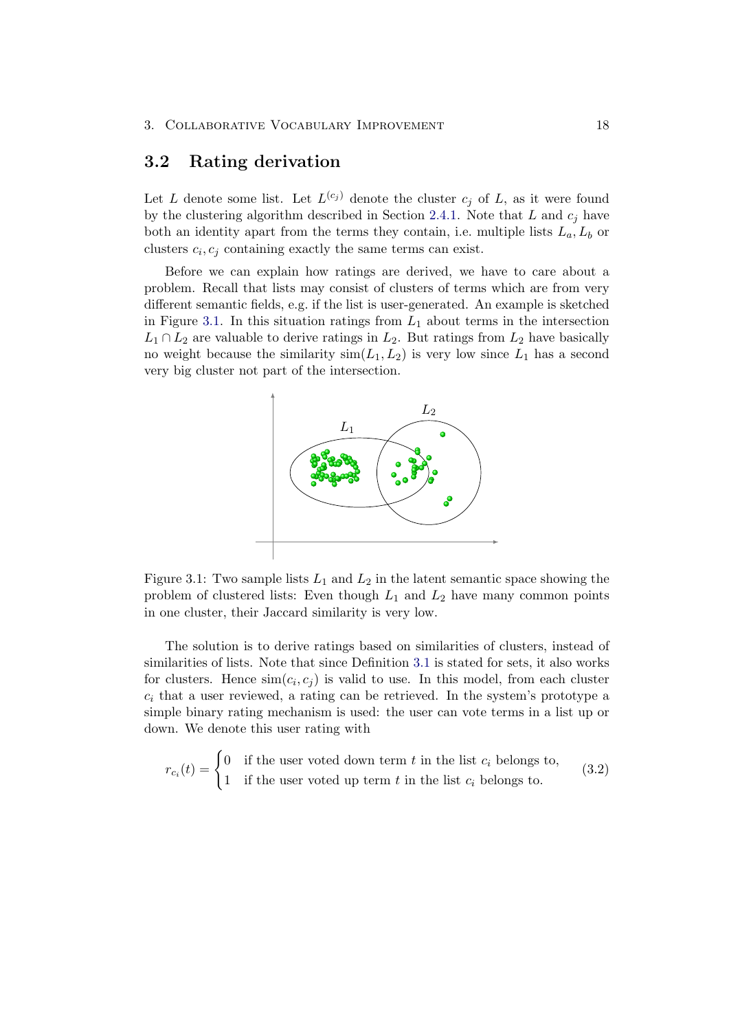## 3.2 Rating derivation

Let $L$ denote some list. Let $L^{(c_j)}$ denote the cluster $c_j$ of $L$, as it were found by the clustering algorithm described in Section 2.4.1. Note that $L$ and $c_j$ have both an identity apart from the terms they contain, i.e. multiple lists $L_a, L_b$ or clusters $c_i, c_j$ containing exactly the same terms can exist.

Before we can explain how ratings are derived, we have to care about a problem. Recall that lists may consist of clusters of terms which are from very different semantic fields, e.g. if the list is user-generated. An example is sketched in Figure 3.1. In this situation ratings from $L_1$ about terms in the intersection $L_1 \cap L_2$ are valuable to derive ratings in $L_2$. But ratings from $L_2$ have basically no weight because the similarity $\text{sim}(L_1, L_2)$ is very low since $L_1$ has a second very big cluster not part of the intersection.

Figure 3.1: Two sample lists $L_1$ and $L_2$ in the latent semantic space showing the problem of clustered lists: Even though $L_1$ and $L_2$ have many common points in one cluster, their Jaccard similarity is very low.

The solution is to derive ratings based on similarities of clusters, instead of similarities of lists. Note that since Definition 3.1 is stated for sets, it also works for clusters. Hence $\text{sim}(c_i, c_j)$ is valid to use. In this model, from each cluster $c_i$ that a user reviewed, a rating can be retrieved. In the system's prototype a simple binary rating mechanism is used: the user can vote terms in a list up or down. We denote this user rating with

$$r_{c_i}(t) = \begin{cases} 0 & \text{if the user voted down term } t \text{ in the list } c_i \text{ belongs to,} \\ 1 & \text{if the user voted up term } t \text{ in the list } c_i \text{ belongs to.} \end{cases} \tag{3.2}$$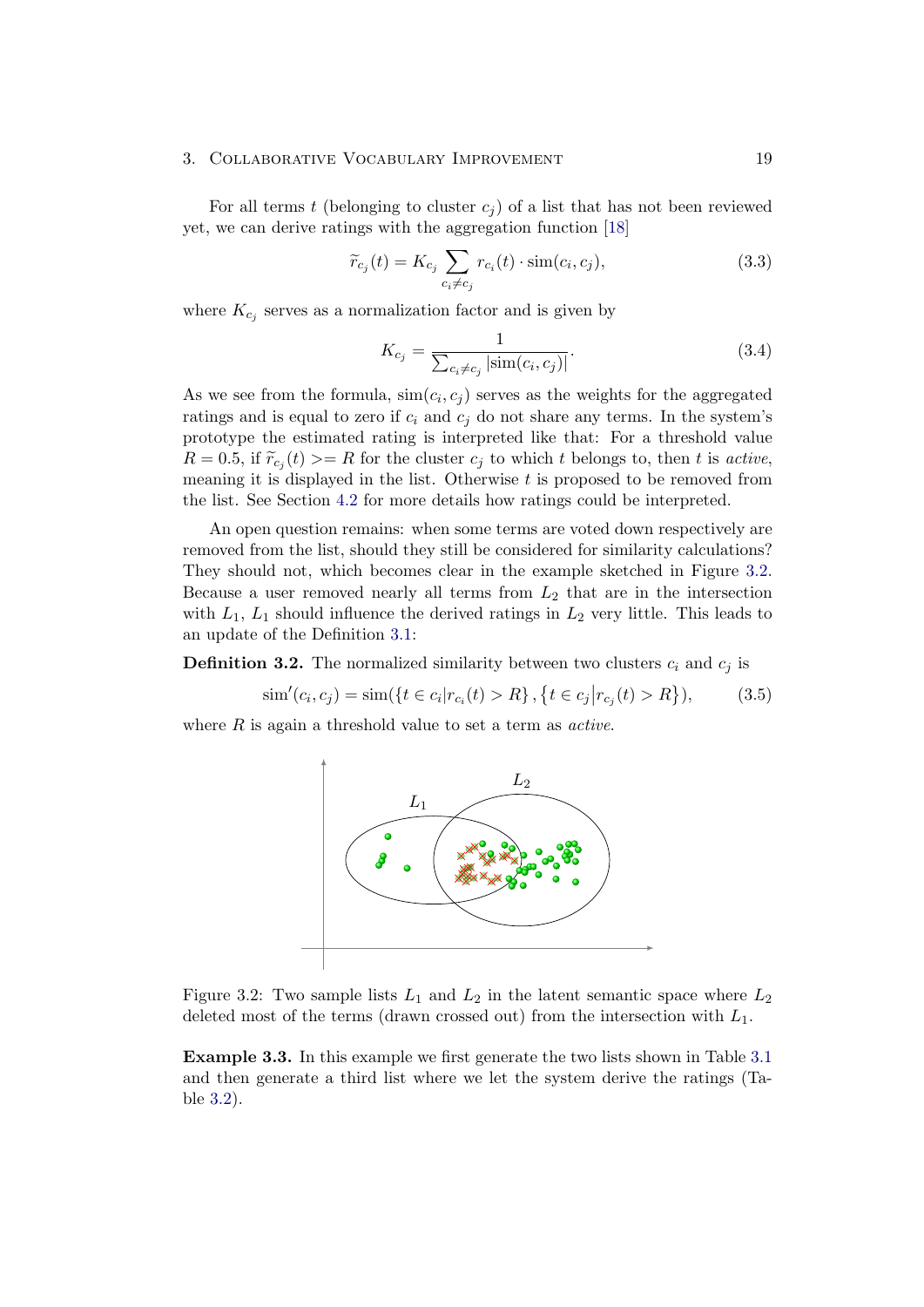For all terms $t$ (belonging to cluster $c_j$) of a list that has not been reviewed yet, we can derive ratings with the aggregation function [18]

$$\widetilde{r}_{c_j}(t) = K_{c_j} \sum_{c_i \neq c_j} r_{c_i}(t) \cdot \text{sim}(c_i, c_j), \tag{3.3}$$

where $K_{c_j}$ serves as a normalization factor and is given by

$$K_{c_j} = \frac{1}{\sum_{c_i \neq c_j} |\text{sim}(c_i, c_j)|}. \tag{3.4}$$

As we see from the formula, $\text{sim}(c_i, c_j)$ serves as the weights for the aggregated ratings and is equal to zero if $c_i$ and $c_j$ do not share any terms. In the system's prototype the estimated rating is interpreted like that: For a threshold value $R = 0.5$, if $\widetilde{r}_{c_j}(t) >= R$ for the cluster $c_j$ to which $t$ belongs to, then $t$ is *active*, meaning it is displayed in the list. Otherwise $t$ is proposed to be removed from the list. See Section 4.2 for more details how ratings could be interpreted.

An open question remains: when some terms are voted down respectively are removed from the list, should they still be considered for similarity calculations? They should not, which becomes clear in the example sketched in Figure 3.2. Because a user removed nearly all terms from $L_2$ that are in the intersection with $L_1$, $L_1$ should influence the derived ratings in $L_2$ very little. This leads to an update of the Definition 3.1:

**Definition 3.2.** The normalized similarity between two clusters $c_i$ and $c_j$ is

$$\text{sim}'(c_i, c_j) = \text{sim}(\{t \in c_i | r_{c_i}(t) > R\}, \{t \in c_j | r_{c_j}(t) > R\}), \tag{3.5}$$

where $R$ is again a threshold value to set a term as *active*.

Figure 3.2: Two sample lists $L_1$ and $L_2$ in the latent semantic space where $L_2$ deleted most of the terms (drawn crossed out) from the intersection with $L_1$.

**Example 3.3.** In this example we first generate the two lists shown in Table 3.1 and then generate a third list where we let the system derive the ratings (Table 3.2).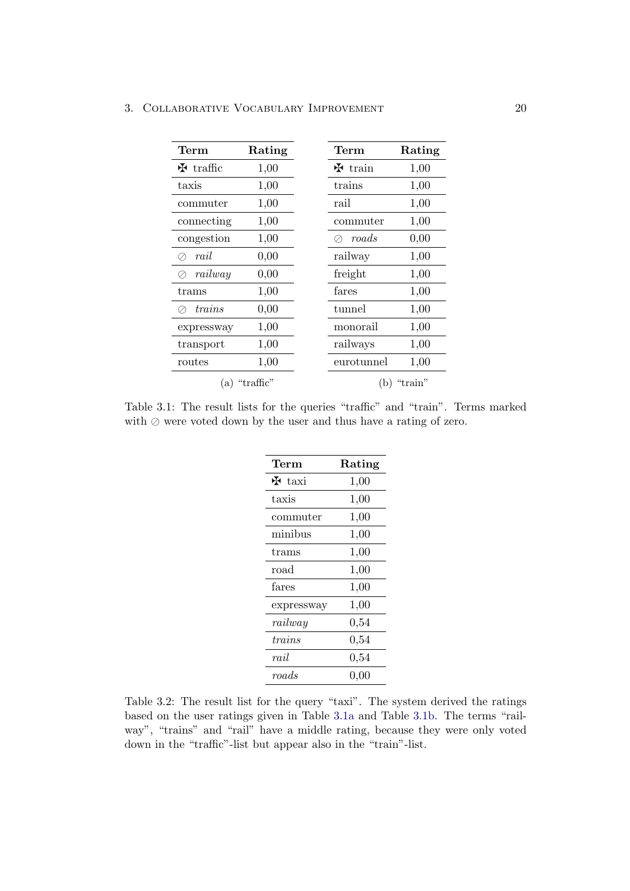| Term | Rating |
|---|---|
| ✠ traffic | 1,00 |
| taxis | 1,00 |
| commuter | 1,00 |
| connecting | 1,00 |
| congestion | 1,00 |
| ⊘ *rail* | 0,00 |
| ⊘ *railway* | 0,00 |
| trams | 1,00 |
| ⊘ *trains* | 0,00 |
| expressway | 1,00 |
| transport | 1,00 |
| routes | 1,00 |

(a) “traffic”

| Term | Rating |
|---|---|
| ✠ train | 1,00 |
| trains | 1,00 |
| rail | 1,00 |
| commuter | 1,00 |
| ⊘ *roads* | 0,00 |
| railway | 1,00 |
| freight | 1,00 |
| fares | 1,00 |
| tunnel | 1,00 |
| monorail | 1,00 |
| railways | 1,00 |
| eurotunnel | 1,00 |

(b) “train”

Table 3.1: The result lists for the queries “traffic” and “train”. Terms marked with ⊘ were voted down by the user and thus have a rating of zero.

| Term | Rating |
|---|---|
| ✠ taxi | 1,00 |
| taxis | 1,00 |
| commuter | 1,00 |
| minibus | 1,00 |
| trams | 1,00 |
| road | 1,00 |
| fares | 1,00 |
| expressway | 1,00 |
| *railway* | 0,54 |
| *trains* | 0,54 |
| *rail* | 0,54 |
| *roads* | 0,00 |

Table 3.2: The result list for the query “taxi”. The system derived the ratings based on the user ratings given in Table 3.1a and Table 3.1b. The terms “railway”, “trains” and “rail” have a middle rating, because they were only voted down in the “traffic”-list but appear also in the “train”-list.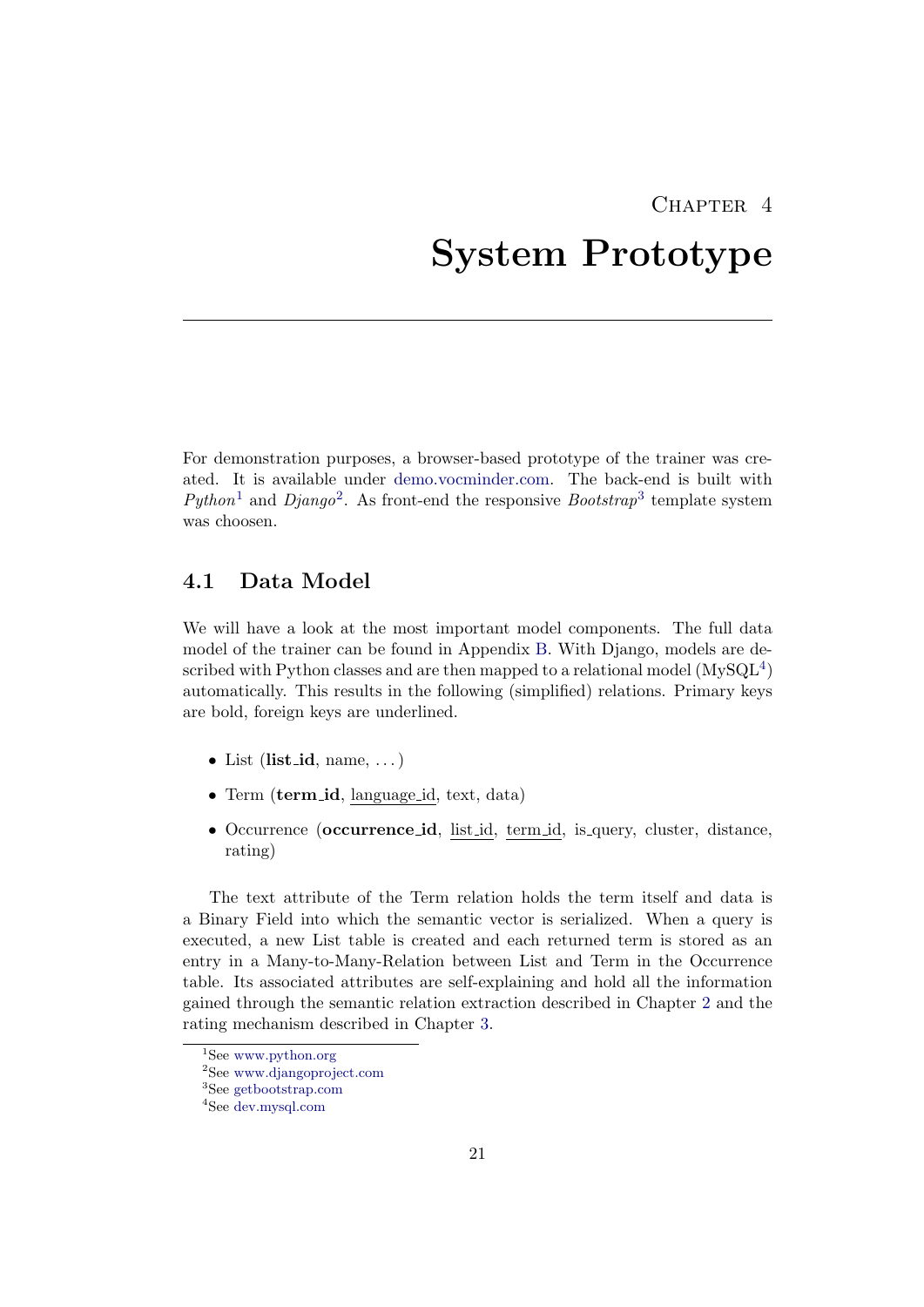# Chapter 4

# System Prototype

For demonstration purposes, a browser-based prototype of the trainer was created. It is available under demo.vocminder.com. The back-end is built with *Python*[1] and *Django*[2]. As front-end the responsive *Bootstrap*[3] template system was choosen.

## 4.1 Data Model

We will have a look at the most important model components. The full data model of the trainer can be found in Appendix B. With Django, models are described with Python classes and are then mapped to a relational model (MySQL[4]) automatically. This results in the following (simplified) relations. Primary keys are bold, foreign keys are underlined.

- List (**list_id**, name, ...)
- Term (**term_id**, <u>language_id</u>, text, data)
- Occurrence (**occurrence_id**, <u>list_id</u>, <u>term_id</u>, is_query, cluster, distance, rating)

The text attribute of the Term relation holds the term itself and data is a Binary Field into which the semantic vector is serialized. When a query is executed, a new List table is created and each returned term is stored as an entry in a Many-to-Many-Relation between List and Term in the Occurrence table. Its associated attributes are self-explaining and hold all the information gained through the semantic relation extraction described in Chapter 2 and the rating mechanism described in Chapter 3.

[1] See www.python.org

[2] See www.djangoproject.com

[3] See getbootstrap.com

[4] See dev.mysql.com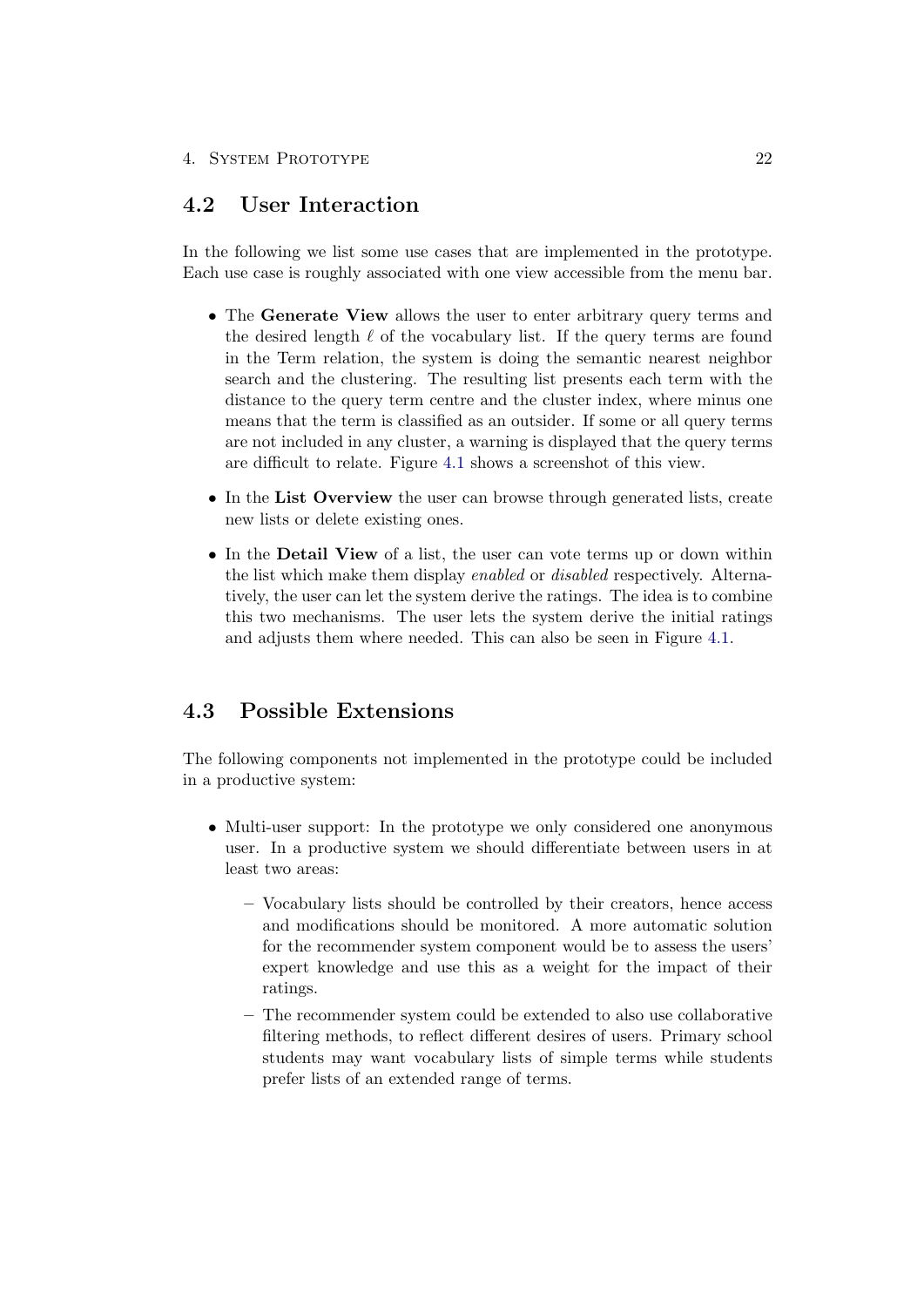## 4.2 User Interaction

In the following we list some use cases that are implemented in the prototype. Each use case is roughly associated with one view accessible from the menu bar.

- The **Generate View** allows the user to enter arbitrary query terms and the desired length $\ell$ of the vocabulary list. If the query terms are found in the Term relation, the system is doing the semantic nearest neighbor search and the clustering. The resulting list presents each term with the distance to the query term centre and the cluster index, where minus one means that the term is classified as an outsider. If some or all query terms are not included in any cluster, a warning is displayed that the query terms are difficult to relate. Figure 4.1 shows a screenshot of this view.
- In the **List Overview** the user can browse through generated lists, create new lists or delete existing ones.
- In the **Detail View** of a list, the user can vote terms up or down within the list which make them display *enabled* or *disabled* respectively. Alternatively, the user can let the system derive the ratings. The idea is to combine this two mechanisms. The user lets the system derive the initial ratings and adjusts them where needed. This can also be seen in Figure 4.1.

## 4.3 Possible Extensions

The following components not implemented in the prototype could be included in a productive system:

- Multi-user support: In the prototype we only considered one anonymous user. In a productive system we should differentiate between users in at least two areas:
  - Vocabulary lists should be controlled by their creators, hence access and modifications should be monitored. A more automatic solution for the recommender system component would be to assess the users' expert knowledge and use this as a weight for the impact of their ratings.
  - The recommender system could be extended to also use collaborative filtering methods, to reflect different desires of users. Primary school students may want vocabulary lists of simple terms while students prefer lists of an extended range of terms.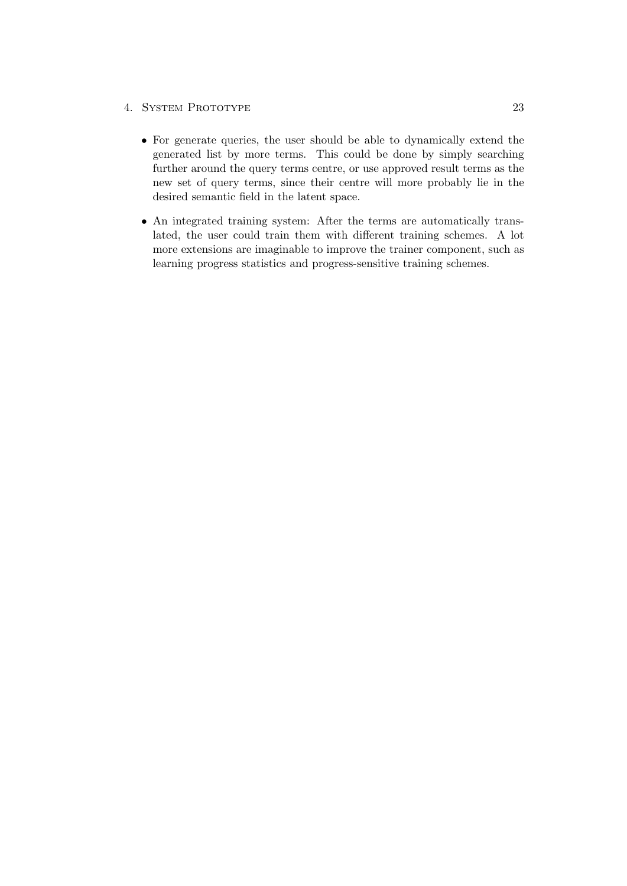- For generate queries, the user should be able to dynamically extend the generated list by more terms. This could be done by simply searching further around the query terms centre, or use approved result terms as the new set of query terms, since their centre will more probably lie in the desired semantic field in the latent space.
- An integrated training system: After the terms are automatically translated, the user could train them with different training schemes. A lot more extensions are imaginable to improve the trainer component, such as learning progress statistics and progress-sensitive training schemes.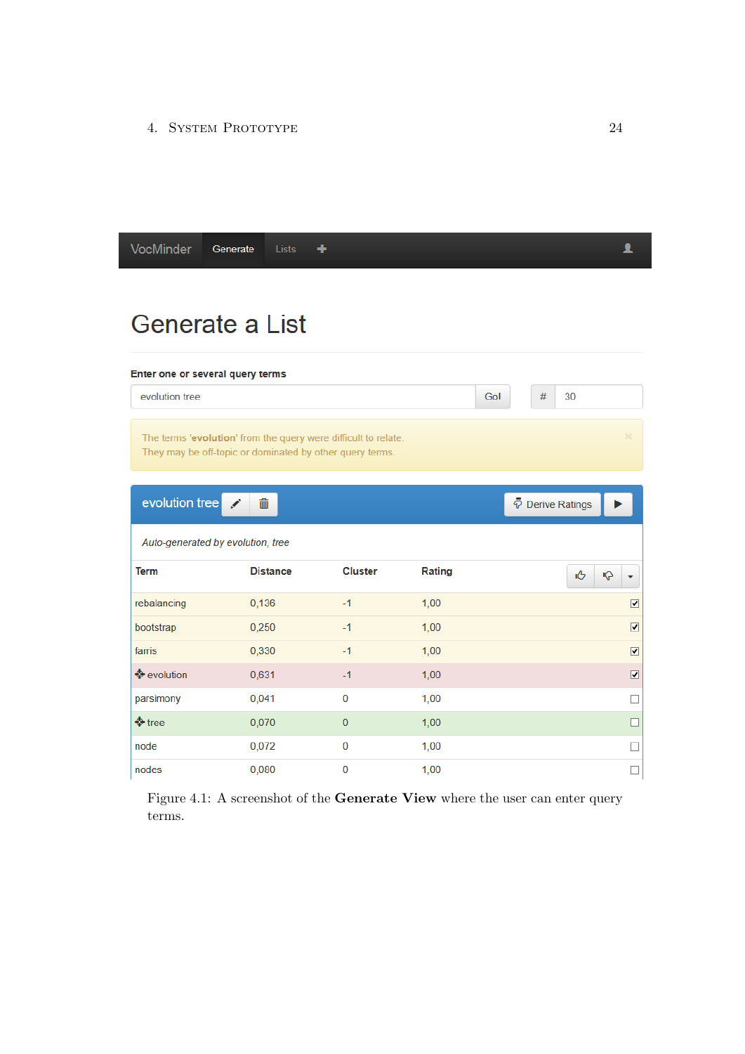VocMinder | Generate | Lists | +

# Generate a List

**Enter one or several query terms**

evolution tree | Go! | # | 30

The terms '**evolution**' from the query were difficult to relate.
They may be off-topic or dominated by other query terms.

evolution tree | Derive Ratings

*Auto-generated by evolution, tree*

| Term | Distance | Cluster | Rating | |
|---|---|---|---|---|
| rebalancing | 0,136 | -1 | 1,00 | ☑ |
| bootstrap | 0,250 | -1 | 1,00 | ☑ |
| farris | 0,330 | -1 | 1,00 | ☑ |
| evolution | 0,631 | -1 | 1,00 | ☑ |
| parsimony | 0,041 | 0 | 1,00 | ☐ |
| tree | 0,070 | 0 | 1,00 | ☐ |
| node | 0,072 | 0 | 1,00 | ☐ |
| nodes | 0,080 | 0 | 1,00 | ☐ |

Figure 4.1: A screenshot of the **Generate View** where the user can enter query terms.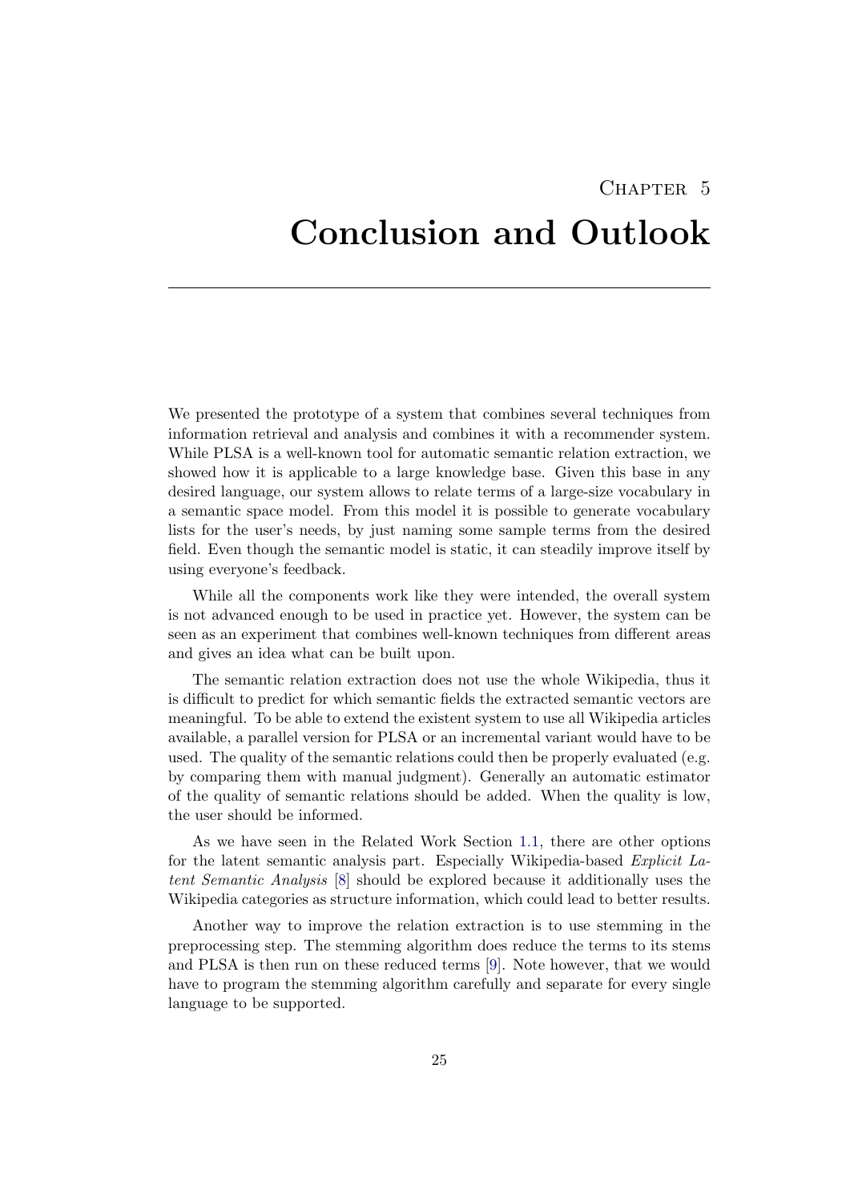# Chapter 5

# Conclusion and Outlook

We presented the prototype of a system that combines several techniques from information retrieval and analysis and combines it with a recommender system. While PLSA is a well-known tool for automatic semantic relation extraction, we showed how it is applicable to a large knowledge base. Given this base in any desired language, our system allows to relate terms of a large-size vocabulary in a semantic space model. From this model it is possible to generate vocabulary lists for the user's needs, by just naming some sample terms from the desired field. Even though the semantic model is static, it can steadily improve itself by using everyone's feedback.

While all the components work like they were intended, the overall system is not advanced enough to be used in practice yet. However, the system can be seen as an experiment that combines well-known techniques from different areas and gives an idea what can be built upon.

The semantic relation extraction does not use the whole Wikipedia, thus it is difficult to predict for which semantic fields the extracted semantic vectors are meaningful. To be able to extend the existent system to use all Wikipedia articles available, a parallel version for PLSA or an incremental variant would have to be used. The quality of the semantic relations could then be properly evaluated (e.g. by comparing them with manual judgment). Generally an automatic estimator of the quality of semantic relations should be added. When the quality is low, the user should be informed.

As we have seen in the Related Work Section 1.1, there are other options for the latent semantic analysis part. Especially Wikipedia-based *Explicit Latent Semantic Analysis* [8] should be explored because it additionally uses the Wikipedia categories as structure information, which could lead to better results.

Another way to improve the relation extraction is to use stemming in the preprocessing step. The stemming algorithm does reduce the terms to its stems and PLSA is then run on these reduced terms [9]. Note however, that we would have to program the stemming algorithm carefully and separate for every single language to be supported.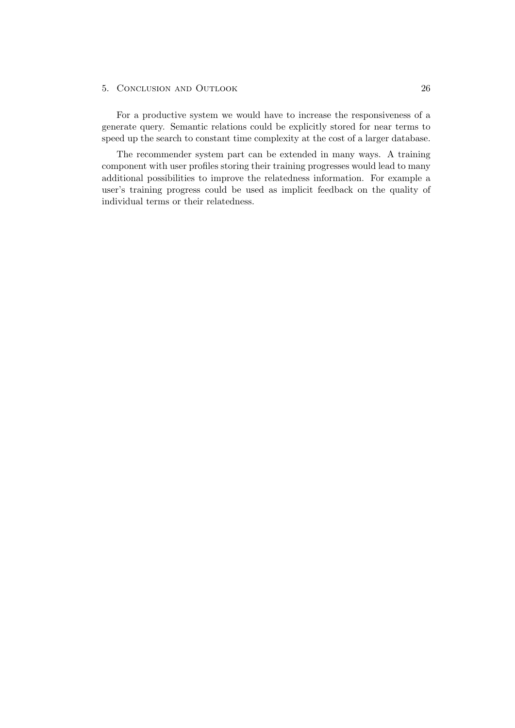For a productive system we would have to increase the responsiveness of a generate query. Semantic relations could be explicitly stored for near terms to speed up the search to constant time complexity at the cost of a larger database.

The recommender system part can be extended in many ways. A training component with user profiles storing their training progresses would lead to many additional possibilities to improve the relatedness information. For example a user's training progress could be used as implicit feedback on the quality of individual terms or their relatedness.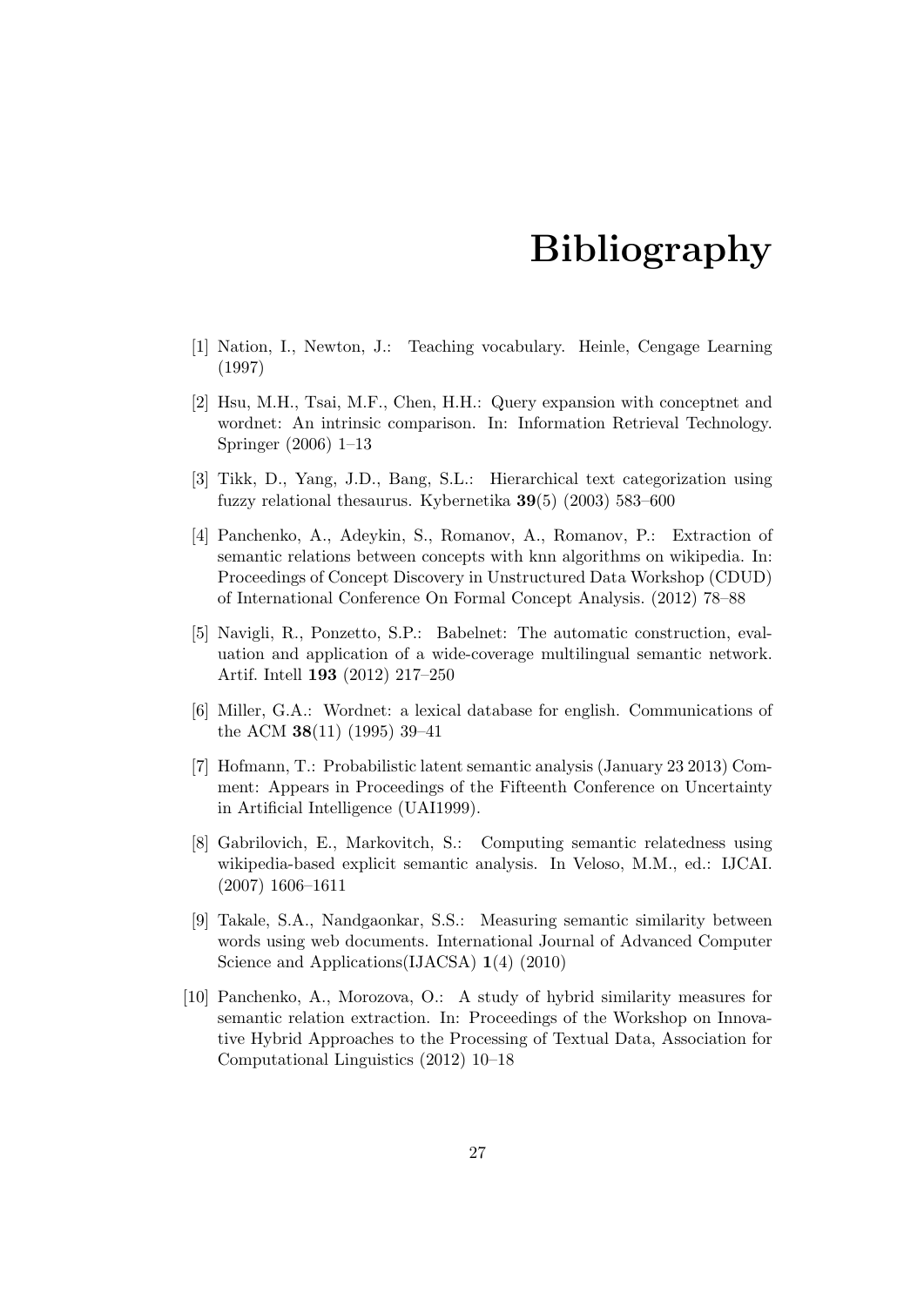# Bibliography

[1] Nation, I., Newton, J.: Teaching vocabulary. Heinle, Cengage Learning (1997)

[2] Hsu, M.H., Tsai, M.F., Chen, H.H.: Query expansion with conceptnet and wordnet: An intrinsic comparison. In: Information Retrieval Technology. Springer (2006) 1–13

[3] Tikk, D., Yang, J.D., Bang, S.L.: Hierarchical text categorization using fuzzy relational thesaurus. Kybernetika **39**(5) (2003) 583–600

[4] Panchenko, A., Adeykin, S., Romanov, A., Romanov, P.: Extraction of semantic relations between concepts with knn algorithms on wikipedia. In: Proceedings of Concept Discovery in Unstructured Data Workshop (CDUD) of International Conference On Formal Concept Analysis. (2012) 78–88

[5] Navigli, R., Ponzetto, S.P.: Babelnet: The automatic construction, evaluation and application of a wide-coverage multilingual semantic network. Artif. Intell **193** (2012) 217–250

[6] Miller, G.A.: Wordnet: a lexical database for english. Communications of the ACM **38**(11) (1995) 39–41

[7] Hofmann, T.: Probabilistic latent semantic analysis (January 23 2013) Comment: Appears in Proceedings of the Fifteenth Conference on Uncertainty in Artificial Intelligence (UAI1999).

[8] Gabrilovich, E., Markovitch, S.: Computing semantic relatedness using wikipedia-based explicit semantic analysis. In Veloso, M.M., ed.: IJCAI. (2007) 1606–1611

[9] Takale, S.A., Nandgaonkar, S.S.: Measuring semantic similarity between words using web documents. International Journal of Advanced Computer Science and Applications(IJACSA) **1**(4) (2010)

[10] Panchenko, A., Morozova, O.: A study of hybrid similarity measures for semantic relation extraction. In: Proceedings of the Workshop on Innovative Hybrid Approaches to the Processing of Textual Data, Association for Computational Linguistics (2012) 10–18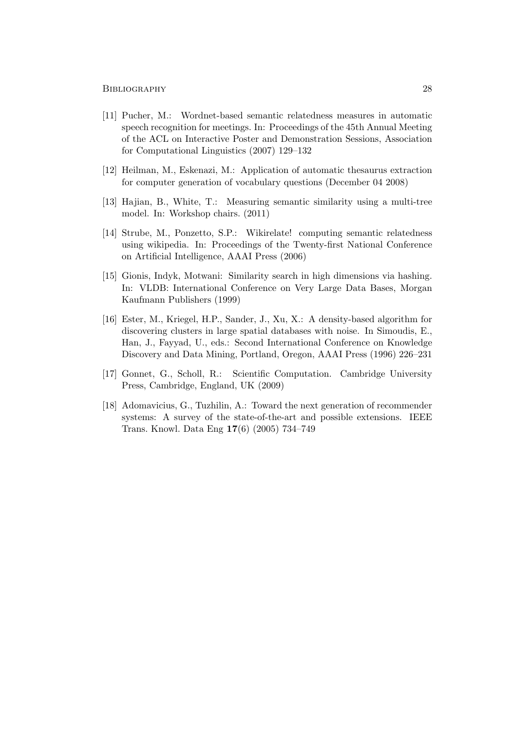[11] Pucher, M.: Wordnet-based semantic relatedness measures in automatic speech recognition for meetings. In: Proceedings of the 45th Annual Meeting of the ACL on Interactive Poster and Demonstration Sessions, Association for Computational Linguistics (2007) 129–132

[12] Heilman, M., Eskenazi, M.: Application of automatic thesaurus extraction for computer generation of vocabulary questions (December 04 2008)

[13] Hajian, B., White, T.: Measuring semantic similarity using a multi-tree model. In: Workshop chairs. (2011)

[14] Strube, M., Ponzetto, S.P.: Wikirelate! computing semantic relatedness using wikipedia. In: Proceedings of the Twenty-first National Conference on Artificial Intelligence, AAAI Press (2006)

[15] Gionis, Indyk, Motwani: Similarity search in high dimensions via hashing. In: VLDB: International Conference on Very Large Data Bases, Morgan Kaufmann Publishers (1999)

[16] Ester, M., Kriegel, H.P., Sander, J., Xu, X.: A density-based algorithm for discovering clusters in large spatial databases with noise. In Simoudis, E., Han, J., Fayyad, U., eds.: Second International Conference on Knowledge Discovery and Data Mining, Portland, Oregon, AAAI Press (1996) 226–231

[17] Gonnet, G., Scholl, R.: Scientific Computation. Cambridge University Press, Cambridge, England, UK (2009)

[18] Adomavicius, G., Tuzhilin, A.: Toward the next generation of recommender systems: A survey of the state-of-the-art and possible extensions. IEEE Trans. Knowl. Data Eng **17**(6) (2005) 734–749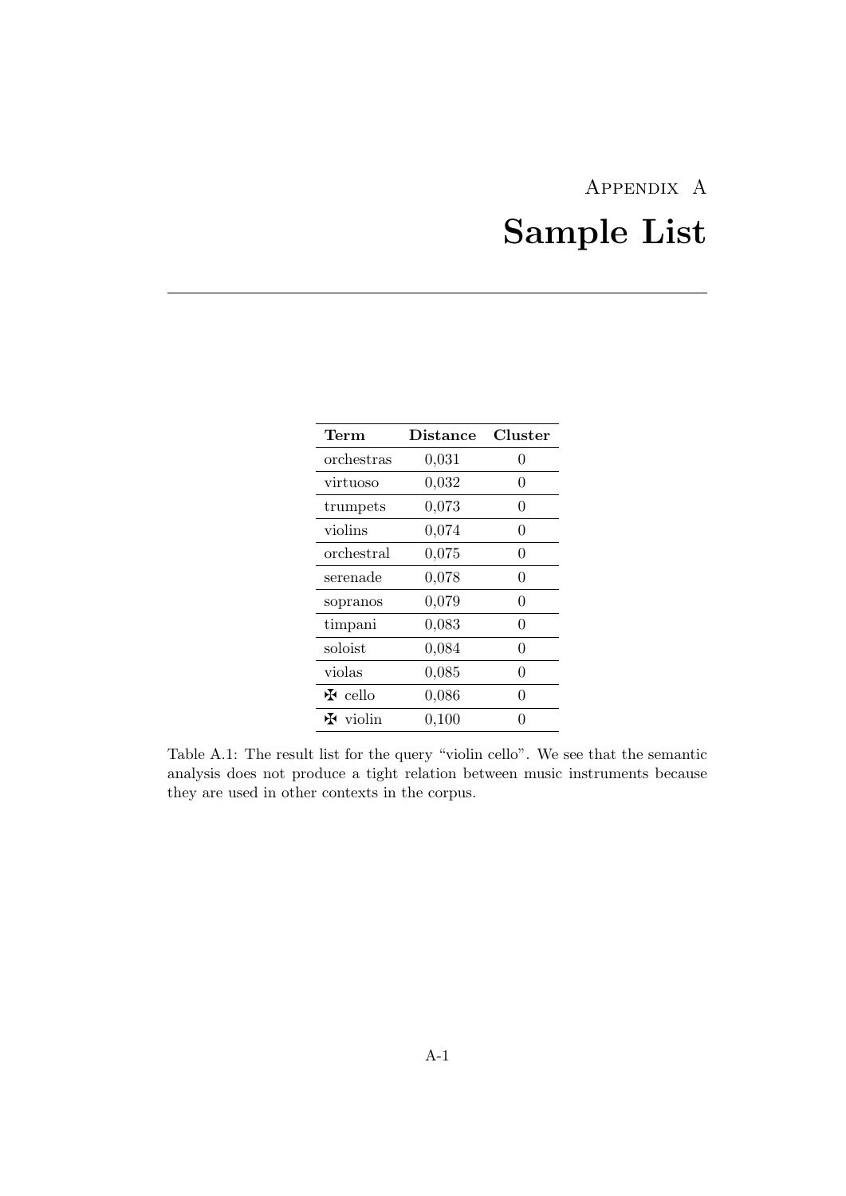# Appendix A
# Sample List

| Term | Distance | Cluster |
|---|---|---|
| orchestras | 0,031 | 0 |
| virtuoso | 0,032 | 0 |
| trumpets | 0,073 | 0 |
| violins | 0,074 | 0 |
| orchestral | 0,075 | 0 |
| serenade | 0,078 | 0 |
| sopranos | 0,079 | 0 |
| timpani | 0,083 | 0 |
| soloist | 0,084 | 0 |
| violas | 0,085 | 0 |
| ✠ cello | 0,086 | 0 |
| ✠ violin | 0,100 | 0 |

Table A.1: The result list for the query "violin cello". We see that the semantic analysis does not produce a tight relation between music instruments because they are used in other contexts in the corpus.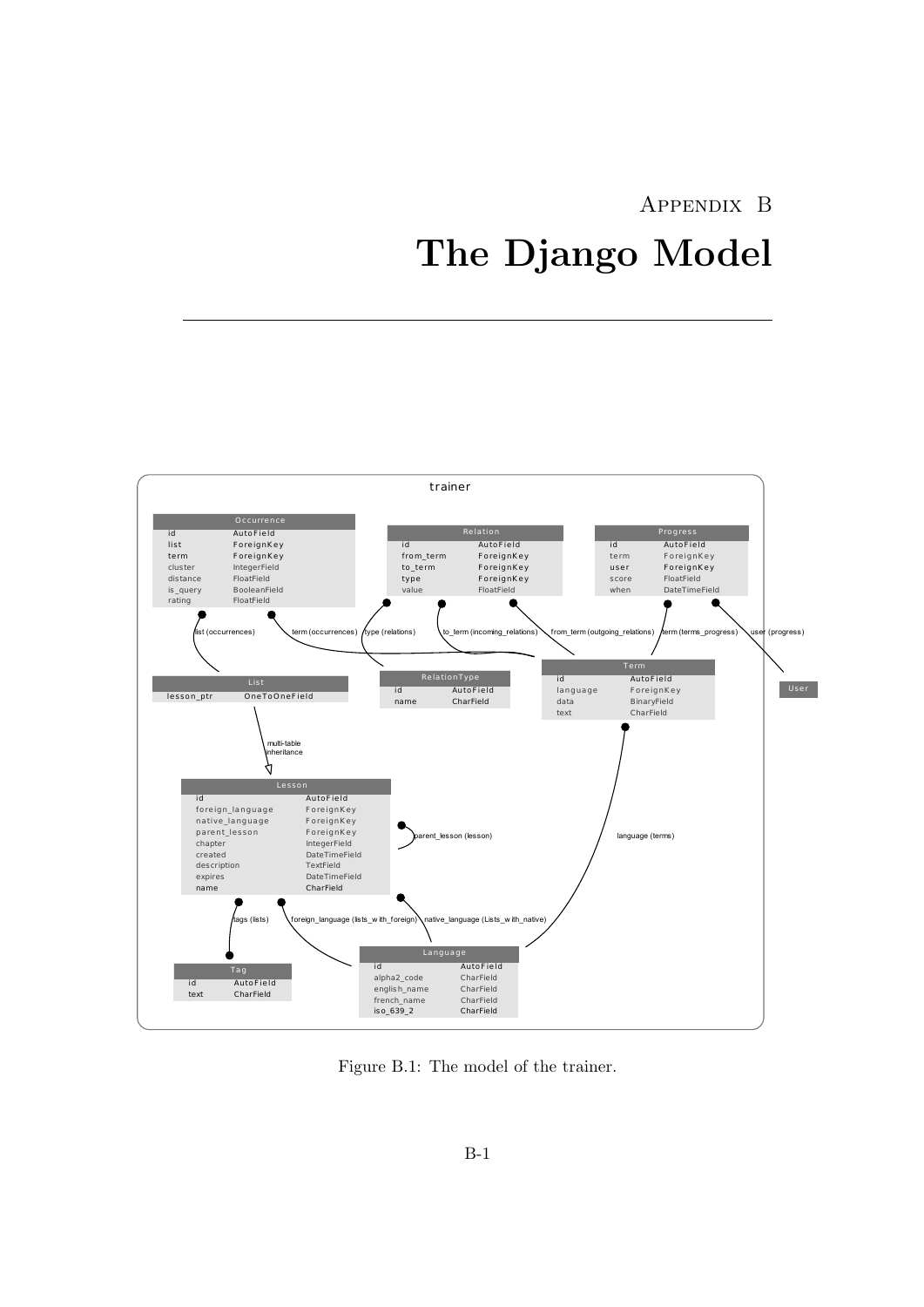# Appendix B

# The Django Model

trainer

Occurrence
id AutoField
list ForeignKey
term ForeignKey
cluster IntegerField
distance FloatField
is_query BooleanField
rating FloatField

Relation
id AutoField
from_term ForeignKey
to_term ForeignKey
type ForeignKey
value FloatField

Progress
id AutoField
term ForeignKey
user ForeignKey
score FloatField
when DateTimeField

list (occurrences)
term (occurrences)
type (relations)
to_term (incoming_relations)
from_term (outgoing_relations)
term (terms_progress)
user (progress)

List
lesson_ptr OneToOneField

RelationType
id AutoField
name CharField

Term
id AutoField
language ForeignKey
data BinaryField
text CharField

User

multi-table inheritance

Lesson
id AutoField
foreign_language ForeignKey
native_language ForeignKey
parent_lesson ForeignKey
chapter IntegerField
created DateTimeField
description TextField
expires DateTimeField
name CharField

parent_lesson (lesson)
language (terms)
tags (lists)
foreign_language (lists_with_foreign)
native_language (Lists_with_native)

Tag
id AutoField
text CharField

Language
id AutoField
alpha2_code CharField
english_name CharField
french_name CharField
iso_639_2 CharField

Figure B.1: The model of the trainer.